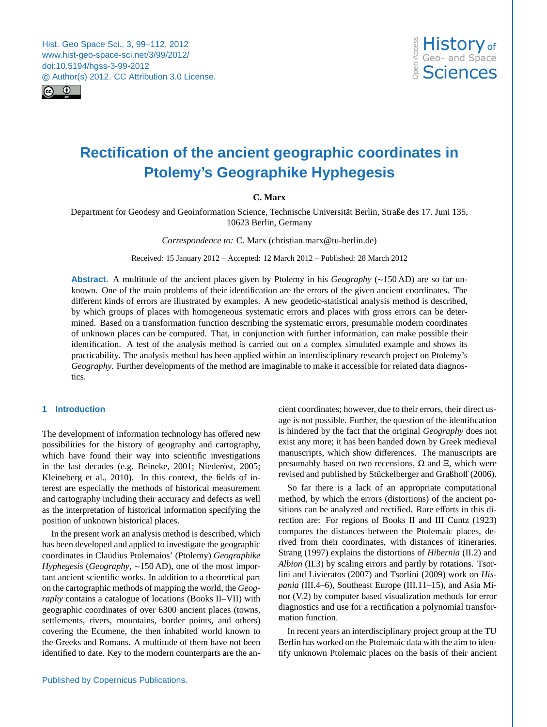# Rectification of the ancient geographic coordinates in Ptolemy's Geographike Hyphegesis

**C. Marx**

Department for Geodesy and Geoinformation Science, Technische Universität Berlin, Straße des 17. Juni 135, 10623 Berlin, Germany

*Correspondence to:* C. Marx (christian.marx@tu-berlin.de)

Received: 15 January 2012 – Accepted: 12 March 2012 – Published: 28 March 2012

**Abstract.** A multitude of the ancient places given by Ptolemy in his *Geography* (~150 AD) are so far unknown. One of the main problems of their identification are the errors of the given ancient coordinates. The different kinds of errors are illustrated by examples. A new geodetic-statistical analysis method is described, by which groups of places with homogeneous systematic errors and places with gross errors can be determined. Based on a transformation function describing the systematic errors, presumable modern coordinates of unknown places can be computed. That, in conjunction with further information, can make possible their identification. A test of the analysis method is carried out on a complex simulated example and shows its practicability. The analysis method has been applied within an interdisciplinary research project on Ptolemy's *Geography*. Further developments of the method are imaginable to make it accessible for related data diagnostics.

## 1 Introduction

The development of information technology has offered new possibilities for the history of geography and cartography, which have found their way into scientific investigations in the last decades (e.g. Beineke, 2001; Niederöst, 2005; Kleineberg et al., 2010). In this context, the fields of interest are especially the methods of historical measurement and cartography including their accuracy and defects as well as the interpretation of historical information specifying the position of unknown historical places.

In the present work an analysis method is described, which has been developed and applied to investigate the geographic coordinates in Claudius Ptolemaios' (Ptolemy) *Geographike Hyphegesis* (*Geography*, ~150 AD), one of the most important ancient scientific works. In addition to a theoretical part on the cartographic methods of mapping the world, the *Geography* contains a catalogue of locations (Books II–VII) with geographic coordinates of over 6300 ancient places (towns, settlements, rivers, mountains, border points, and others) covering the Ecumene, the then inhabited world known to the Greeks and Romans. A multitude of them have not been identified to date. Key to the modern counterparts are the ancient coordinates; however, due to their errors, their direct usage is not possible. Further, the question of the identification is hindered by the fact that the original *Geography* does not exist any more; it has been handed down by Greek medieval manuscripts, which show differences. The manuscripts are presumably based on two recensions, Ω and Ξ, which were revised and published by Stückelberger and Graßhoff (2006).

So far there is a lack of an appropriate computational method, by which the errors (distortions) of the ancient positions can be analyzed and rectified. Rare efforts in this direction are: For regions of Books II and III Cuntz (1923) compares the distances between the Ptolemaic places, derived from their coordinates, with distances of itineraries. Strang (1997) explains the distortions of *Hibernia* (II.2) and *Albion* (II.3) by scaling errors and partly by rotations. Tsorlini and Livieratos (2007) and Tsorlini (2009) work on *Hispania* (III.4–6), Southeast Europe (III.11–15), and Asia Minor (V.2) by computer based visualization methods for error diagnostics and use for a rectification a polynomial transformation function.

In recent years an interdisciplinary project group at the TU Berlin has worked on the Ptolemaic data with the aim to identify unknown Ptolemaic places on the basis of their ancient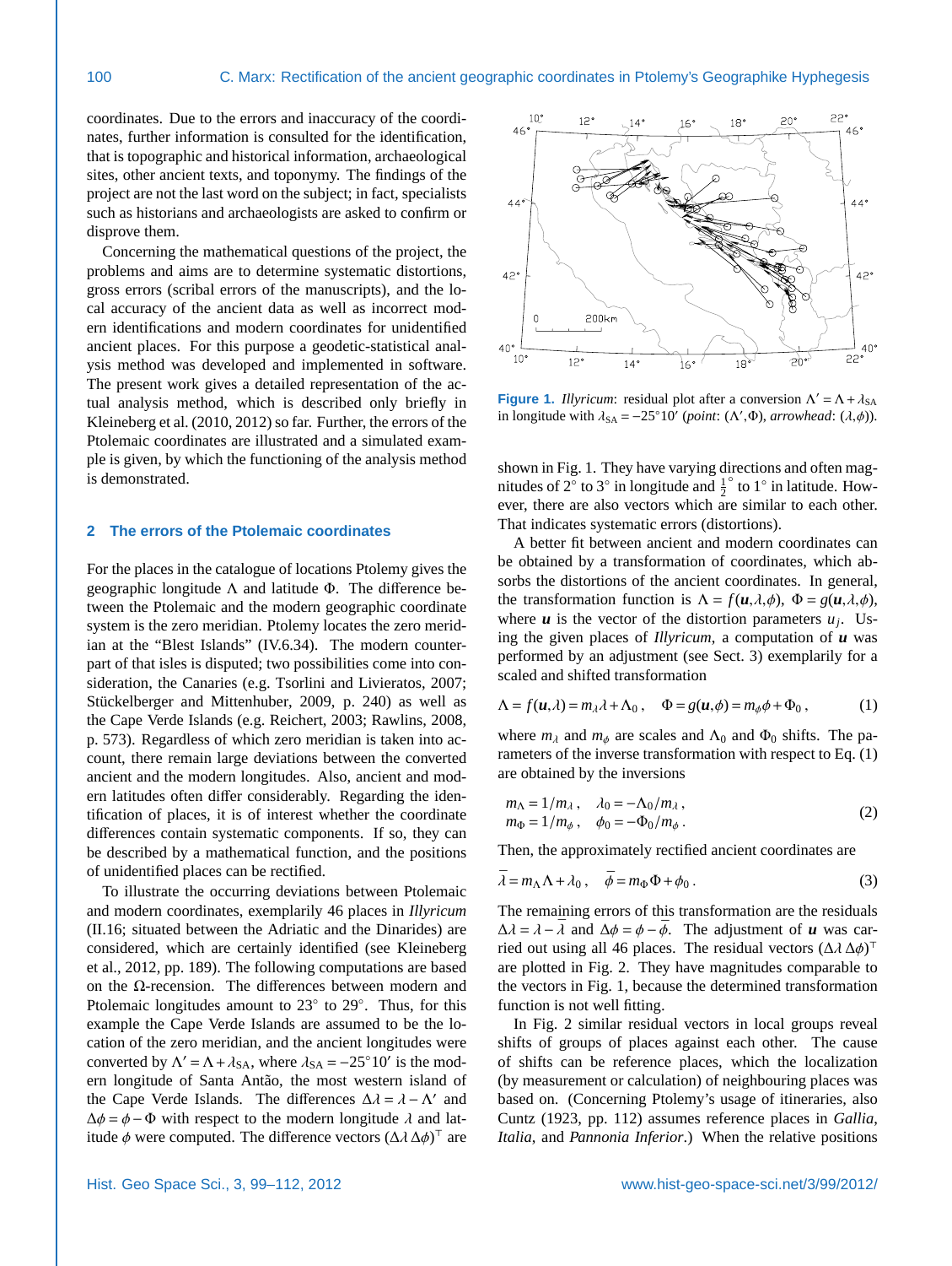coordinates. Due to the errors and inaccuracy of the coordinates, further information is consulted for the identification, that is topographic and historical information, archaeological sites, other ancient texts, and toponymy. The findings of the project are not the last word on the subject; in fact, specialists such as historians and archaeologists are asked to confirm or disprove them.

Concerning the mathematical questions of the project, the problems and aims are to determine systematic distortions, gross errors (scribal errors of the manuscripts), and the local accuracy of the ancient data as well as incorrect modern identifications and modern coordinates for unidentified ancient places. For this purpose a geodetic-statistical analysis method was developed and implemented in software. The present work gives a detailed representation of the actual analysis method, which is described only briefly in Kleineberg et al. (2010, 2012) so far. Further, the errors of the Ptolemaic coordinates are illustrated and a simulated example is given, by which the functioning of the analysis method is demonstrated.

## 2 The errors of the Ptolemaic coordinates

For the places in the catalogue of locations Ptolemy gives the geographic longitude $\Lambda$ and latitude $\Phi$. The difference between the Ptolemaic and the modern geographic coordinate system is the zero meridian. Ptolemy locates the zero meridian at the "Blest Islands" (IV.6.34). The modern counterpart of that isles is disputed; two possibilities come into consideration, the Canaries (e.g. Tsorlini and Livieratos, 2007; Stückelberger and Mittenhuber, 2009, p. 240) as well as the Cape Verde Islands (e.g. Reichert, 2003; Rawlins, 2008, p. 573). Regardless of which zero meridian is taken into account, there remain large deviations between the converted ancient and the modern longitudes. Also, ancient and modern latitudes often differ considerably. Regarding the identification of places, it is of interest whether the coordinate differences contain systematic components. If so, they can be described by a mathematical function, and the positions of unidentified places can be rectified.

To illustrate the occurring deviations between Ptolemaic and modern coordinates, exemplarily 46 places in *Illyricum* (II.16; situated between the Adriatic and the Dinarides) are considered, which are certainly identified (see Kleineberg et al., 2012, pp. 189). The following computations are based on the $\Omega$-recension. The differences between modern and Ptolemaic longitudes amount to 23° to 29°. Thus, for this example the Cape Verde Islands are assumed to be the location of the zero meridian, and the ancient longitudes were converted by $\Lambda' = \Lambda + \lambda_{\mathrm{SA}}$, where $\lambda_{\mathrm{SA}} = -25°10'$ is the modern longitude of Santa Antão, the most western island of the Cape Verde Islands. The differences $\Delta\lambda = \lambda - \Lambda'$ and $\Delta\phi = \phi - \Phi$ with respect to the modern longitude $\lambda$ and latitude $\phi$ were computed. The difference vectors $(\Delta\lambda\,\Delta\phi)^\top$ are shown in Fig. 1. They have varying directions and often magnitudes of 2° to 3° in longitude and $\frac{1}{2}^\circ$ to 1° in latitude. However, there are also vectors which are similar to each other. That indicates systematic errors (distortions).

**Figure 1.** *Illyricum*: residual plot after a conversion $\Lambda' = \Lambda + \lambda_{\mathrm{SA}}$ in longitude with $\lambda_{\mathrm{SA}} = -25°10'$ (*point*: $(\Lambda', \Phi)$, *arrowhead*: $(\lambda, \phi)$).

A better fit between ancient and modern coordinates can be obtained by a transformation of coordinates, which absorbs the distortions of the ancient coordinates. In general, the transformation function is $\Lambda = f(\boldsymbol{u}, \lambda, \phi)$, $\Phi = g(\boldsymbol{u}, \lambda, \phi)$, where $\boldsymbol{u}$ is the vector of the distortion parameters $u_j$. Using the given places of *Illyricum*, a computation of $\boldsymbol{u}$ was performed by an adjustment (see Sect. 3) exemplarily for a scaled and shifted transformation

$$\Lambda = f(\boldsymbol{u}, \lambda) = m_\lambda \lambda + \Lambda_0\,, \quad \Phi = g(\boldsymbol{u}, \phi) = m_\phi \phi + \Phi_0\,, \tag{1}$$

where $m_\lambda$ and $m_\phi$ are scales and $\Lambda_0$ and $\Phi_0$ shifts. The parameters of the inverse transformation with respect to Eq. (1) are obtained by the inversions

$$\begin{aligned} m_\Lambda &= 1/m_\lambda\,, \quad \lambda_0 = -\Lambda_0/m_\lambda\,, \\ m_\Phi &= 1/m_\phi\,, \quad \phi_0 = -\Phi_0/m_\phi\,. \end{aligned} \tag{2}$$

Then, the approximately rectified ancient coordinates are

$$\bar{\lambda} = m_\Lambda \Lambda + \lambda_0\,, \quad \bar{\phi} = m_\Phi \Phi + \phi_0\,. \tag{3}$$

The remaining errors of this transformation are the residuals $\Delta\lambda = \lambda - \bar{\lambda}$ and $\Delta\phi = \phi - \bar{\phi}$. The adjustment of $\boldsymbol{u}$ was carried out using all 46 places. The residual vectors $(\Delta\lambda\,\Delta\phi)^\top$ are plotted in Fig. 2. They have magnitudes comparable to the vectors in Fig. 1, because the determined transformation function is not well fitting.

In Fig. 2 similar residual vectors in local groups reveal shifts of groups of places against each other. The cause of shifts can be reference places, which the localization (by measurement or calculation) of neighbouring places was based on. (Concerning Ptolemy's usage of itineraries, also Cuntz (1923, pp. 112) assumes reference places in *Gallia*, *Italia*, and *Pannonia Inferior*.) When the relative positions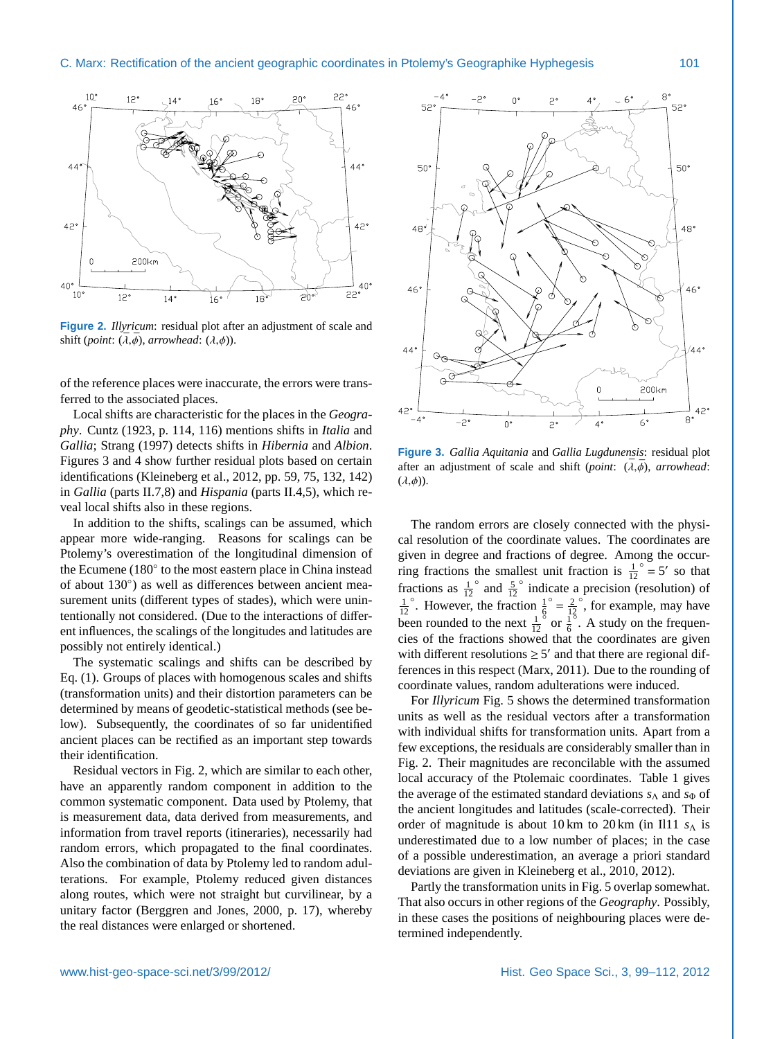**Figure 2.** *Illyricum*: residual plot after an adjustment of scale and shift (*point*: $(\bar{\lambda},\bar{\phi})$, *arrowhead*: $(\lambda,\phi)$).

of the reference places were inaccurate, the errors were transferred to the associated places.

Local shifts are characteristic for the places in the *Geography*. Cuntz (1923, p. 114, 116) mentions shifts in *Italia* and *Gallia*; Strang (1997) detects shifts in *Hibernia* and *Albion*. Figures 3 and 4 show further residual plots based on certain identifications (Kleineberg et al., 2012, pp. 59, 75, 132, 142) in *Gallia* (parts II.7,8) and *Hispania* (parts II.4,5), which reveal local shifts also in these regions.

In addition to the shifts, scalings can be assumed, which appear more wide-ranging. Reasons for scalings can be Ptolemy's overestimation of the longitudinal dimension of the Ecumene (180° to the most eastern place in China instead of about 130°) as well as differences between ancient measurement units (different types of stades), which were unintentionally not considered. (Due to the interactions of different influences, the scalings of the longitudes and latitudes are possibly not entirely identical.)

The systematic scalings and shifts can be described by Eq. (1). Groups of places with homogenous scales and shifts (transformation units) and their distortion parameters can be determined by means of geodetic-statistical methods (see below). Subsequently, the coordinates of so far unidentified ancient places can be rectified as an important step towards their identification.

Residual vectors in Fig. 2, which are similar to each other, have an apparently random component in addition to the common systematic component. Data used by Ptolemy, that is measurement data, data derived from measurements, and information from travel reports (itineraries), necessarily had random errors, which propagated to the final coordinates. Also the combination of data by Ptolemy led to random adulterations. For example, Ptolemy reduced given distances along routes, which were not straight but curvilinear, by a unitary factor (Berggren and Jones, 2000, p. 17), whereby the real distances were enlarged or shortened.

**Figure 3.** *Gallia Aquitania* and *Gallia Lugdunensis*: residual plot after an adjustment of scale and shift (*point*: $(\bar{\lambda},\bar{\phi})$, *arrowhead*: $(\lambda,\phi)$).

The random errors are closely connected with the physical resolution of the coordinate values. The coordinates are given in degree and fractions of degree. Among the occurring fractions the smallest unit fraction is $\frac{1}{12}^{\circ} = 5'$ so that fractions as $\frac{1}{12}^{\circ}$ and $\frac{5}{12}^{\circ}$ indicate a precision (resolution) of $\frac{1}{12}^{\circ}$. However, the fraction $\frac{1}{6}^{\circ} = \frac{2}{12}^{\circ}$, for example, may have been rounded to the next $\frac{1}{12}^{\circ}$ or $\frac{1}{6}^{\circ}$. A study on the frequencies of the fractions showed that the coordinates are given with different resolutions $\geq 5'$ and that there are regional differences in this respect (Marx, 2011). Due to the rounding of coordinate values, random adulterations were induced.

For *Illyricum* Fig. 5 shows the determined transformation units as well as the residual vectors after a transformation with individual shifts for transformation units. Apart from a few exceptions, the residuals are considerably smaller than in Fig. 2. Their magnitudes are reconcilable with the assumed local accuracy of the Ptolemaic coordinates. Table 1 gives the average of the estimated standard deviations $s_{\Lambda}$ and $s_{\Phi}$ of the ancient longitudes and latitudes (scale-corrected). Their order of magnitude is about 10 km to 20 km (in Il11 $s_{\Lambda}$ is underestimated due to a low number of places; in the case of a possible underestimation, an average a priori standard deviations are given in Kleineberg et al., 2010, 2012).

Partly the transformation units in Fig. 5 overlap somewhat. That also occurs in other regions of the *Geography*. Possibly, in these cases the positions of neighbouring places were determined independently.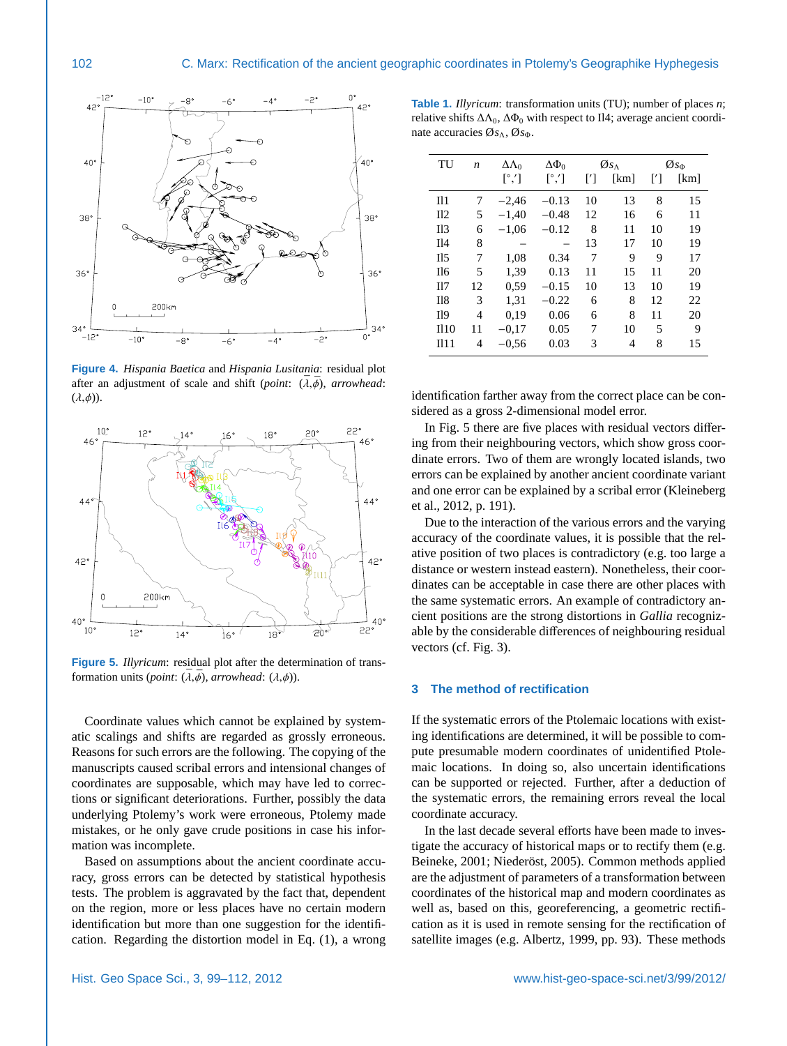**Figure 4.** *Hispania Baetica* and *Hispania Lusitania*: residual plot after an adjustment of scale and shift (*point*: $(\bar{\lambda},\bar{\phi})$, *arrowhead*: $(\lambda,\phi)$).

**Figure 5.** *Illyricum*: residual plot after the determination of transformation units (*point*: $(\bar{\lambda},\bar{\phi})$, *arrowhead*: $(\lambda,\phi)$).

Coordinate values which cannot be explained by systematic scalings and shifts are regarded as grossly erroneous. Reasons for such errors are the following. The copying of the manuscripts caused scribal errors and intensional changes of coordinates are supposable, which may have led to corrections or significant deteriorations. Further, possibly the data underlying Ptolemy's work were erroneous, Ptolemy made mistakes, or he only gave crude positions in case his information was incomplete.

Based on assumptions about the ancient coordinate accuracy, gross errors can be detected by statistical hypothesis tests. The problem is aggravated by the fact that, dependent on the region, more or less places have no certain modern identification but more than one suggestion for the identification. Regarding the distortion model in Eq. (1), a wrong identification farther away from the correct place can be considered as a gross 2-dimensional model error.

**Table 1.** *Illyricum*: transformation units (TU); number of places $n$; relative shifts $\Delta\Lambda_0$, $\Delta\Phi_0$ with respect to Il4; average ancient coordinate accuracies $\varnothing s_\Lambda$, $\varnothing s_\Phi$.

| TU | $n$ | $\Delta\Lambda_0$ | $\Delta\Phi_0$ | $\varnothing s_\Lambda$ | | $\varnothing s_\Phi$ | |
|---|---|---|---|---|---|---|---|
| | | [°,′] | [°,′] | [′] | [km] | [′] | [km] |
| Il1 | 7 | −2,46 | −0.13 | 10 | 13 | 8 | 15 |
| Il2 | 5 | −1,40 | −0.48 | 12 | 16 | 6 | 11 |
| Il3 | 6 | −1,06 | −0.12 | 8 | 11 | 10 | 19 |
| Il4 | 8 | – | – | 13 | 17 | 10 | 19 |
| Il5 | 7 | 1,08 | 0.34 | 7 | 9 | 9 | 17 |
| Il6 | 5 | 1,39 | 0.13 | 11 | 15 | 11 | 20 |
| Il7 | 12 | 0,59 | −0.15 | 10 | 13 | 10 | 19 |
| Il8 | 3 | 1,31 | −0.22 | 6 | 8 | 12 | 22 |
| Il9 | 4 | 0,19 | 0.06 | 6 | 8 | 11 | 20 |
| Il10 | 11 | −0,17 | 0.05 | 7 | 10 | 5 | 9 |
| Il11 | 4 | −0,56 | 0.03 | 3 | 4 | 8 | 15 |

In Fig. 5 there are five places with residual vectors differing from their neighbouring vectors, which show gross coordinate errors. Two of them are wrongly located islands, two errors can be explained by another ancient coordinate variant and one error can be explained by a scribal error (Kleineberg et al., 2012, p. 191).

Due to the interaction of the various errors and the varying accuracy of the coordinate values, it is possible that the relative position of two places is contradictory (e.g. too large a distance or western instead eastern). Nonetheless, their coordinates can be acceptable in case there are other places with the same systematic errors. An example of contradictory ancient positions are the strong distortions in *Gallia* recognizable by the considerable differences of neighbouring residual vectors (cf. Fig. 3).

## 3 The method of rectification

If the systematic errors of the Ptolemaic locations with existing identifications are determined, it will be possible to compute presumable modern coordinates of unidentified Ptolemaic locations. In doing so, also uncertain identifications can be supported or rejected. Further, after a deduction of the systematic errors, the remaining errors reveal the local coordinate accuracy.

In the last decade several efforts have been made to investigate the accuracy of historical maps or to rectify them (e.g. Beineke, 2001; Niederöst, 2005). Common methods applied are the adjustment of parameters of a transformation between coordinates of the historical map and modern coordinates as well as, based on this, georeferencing, a geometric rectification as it is used in remote sensing for the rectification of satellite images (e.g. Albertz, 1999, pp. 93). These methods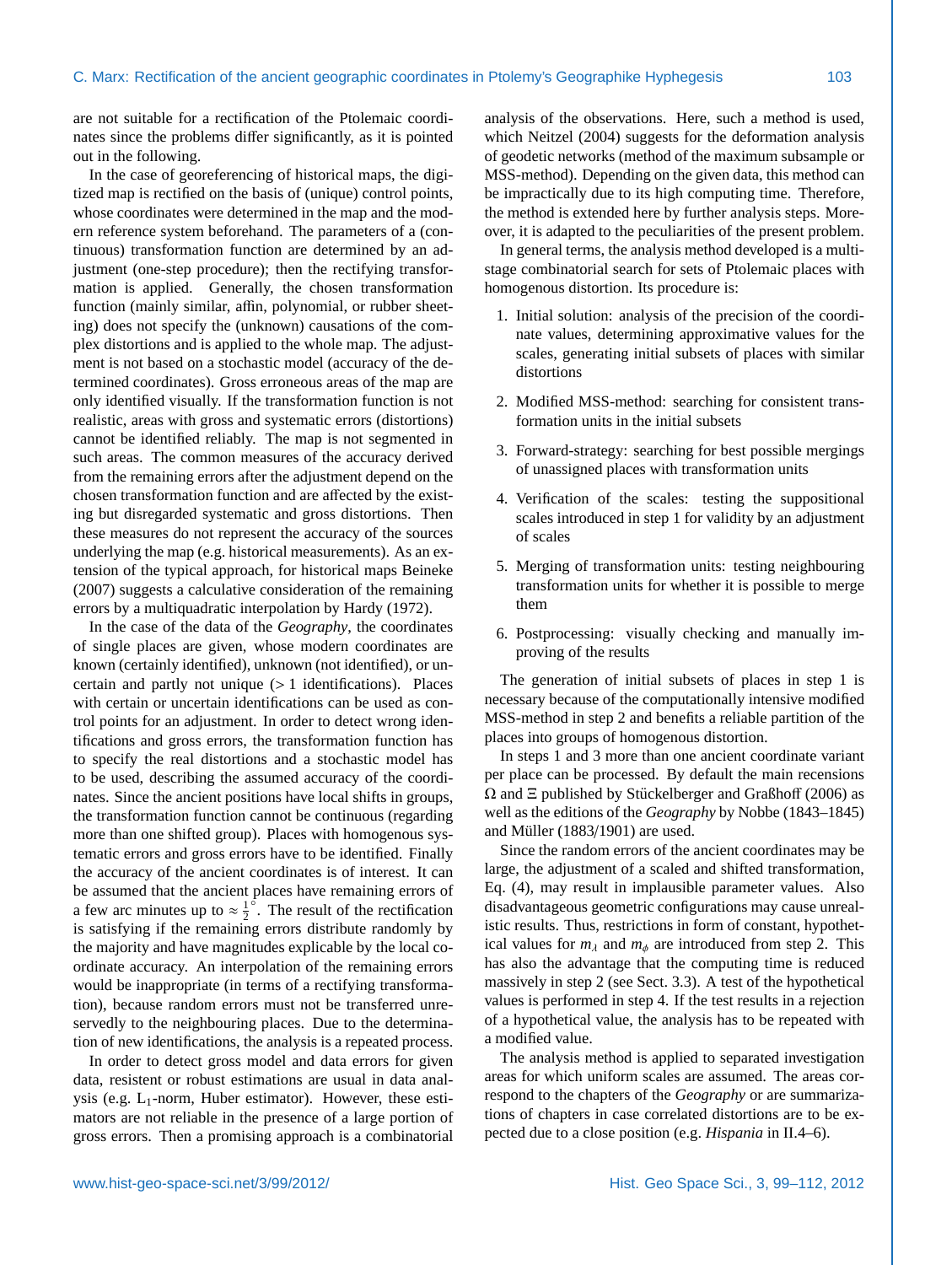are not suitable for a rectification of the Ptolemaic coordinates since the problems differ significantly, as it is pointed out in the following.

In the case of georeferencing of historical maps, the digitized map is rectified on the basis of (unique) control points, whose coordinates were determined in the map and the modern reference system beforehand. The parameters of a (continuous) transformation function are determined by an adjustment (one-step procedure); then the rectifying transformation is applied. Generally, the chosen transformation function (mainly similar, affin, polynomial, or rubber sheeting) does not specify the (unknown) causations of the complex distortions and is applied to the whole map. The adjustment is not based on a stochastic model (accuracy of the determined coordinates). Gross erroneous areas of the map are only identified visually. If the transformation function is not realistic, areas with gross and systematic errors (distortions) cannot be identified reliably. The map is not segmented in such areas. The common measures of the accuracy derived from the remaining errors after the adjustment depend on the chosen transformation function and are affected by the existing but disregarded systematic and gross distortions. Then these measures do not represent the accuracy of the sources underlying the map (e.g. historical measurements). As an extension of the typical approach, for historical maps Beineke (2007) suggests a calculative consideration of the remaining errors by a multiquadratic interpolation by Hardy (1972).

In the case of the data of the *Geography*, the coordinates of single places are given, whose modern coordinates are known (certainly identified), unknown (not identified), or uncertain and partly not unique (> 1 identifications). Places with certain or uncertain identifications can be used as control points for an adjustment. In order to detect wrong identifications and gross errors, the transformation function has to specify the real distortions and a stochastic model has to be used, describing the assumed accuracy of the coordinates. Since the ancient positions have local shifts in groups, the transformation function cannot be continuous (regarding more than one shifted group). Places with homogenous systematic errors and gross errors have to be identified. Finally the accuracy of the ancient coordinates is of interest. It can be assumed that the ancient places have remaining errors of a few arc minutes up to $\approx \frac{1}{2}^{\circ}$. The result of the rectification is satisfying if the remaining errors distribute randomly by the majority and have magnitudes explicable by the local coordinate accuracy. An interpolation of the remaining errors would be inappropriate (in terms of a rectifying transformation), because random errors must not be transferred unreservedly to the neighbouring places. Due to the determination of new identifications, the analysis is a repeated process.

In order to detect gross model and data errors for given data, resistent or robust estimations are usual in data analysis (e.g. $L_1$-norm, Huber estimator). However, these estimators are not reliable in the presence of a large portion of gross errors. Then a promising approach is a combinatorial analysis of the observations. Here, such a method is used, which Neitzel (2004) suggests for the deformation analysis of geodetic networks (method of the maximum subsample or MSS-method). Depending on the given data, this method can be impractically due to its high computing time. Therefore, the method is extended here by further analysis steps. Moreover, it is adapted to the peculiarities of the present problem.

In general terms, the analysis method developed is a multistage combinatorial search for sets of Ptolemaic places with homogenous distortion. Its procedure is:

1. Initial solution: analysis of the precision of the coordinate values, determining approximative values for the scales, generating initial subsets of places with similar distortions
2. Modified MSS-method: searching for consistent transformation units in the initial subsets
3. Forward-strategy: searching for best possible mergings of unassigned places with transformation units
4. Verification of the scales: testing the suppositional scales introduced in step 1 for validity by an adjustment of scales
5. Merging of transformation units: testing neighbouring transformation units for whether it is possible to merge them
6. Postprocessing: visually checking and manually improving of the results

The generation of initial subsets of places in step 1 is necessary because of the computationally intensive modified MSS-method in step 2 and benefits a reliable partition of the places into groups of homogenous distortion.

In steps 1 and 3 more than one ancient coordinate variant per place can be processed. By default the main recensions $\Omega$ and $\Xi$ published by Stückelberger and Graßhoff (2006) as well as the editions of the *Geography* by Nobbe (1843–1845) and Müller (1883/1901) are used.

Since the random errors of the ancient coordinates may be large, the adjustment of a scaled and shifted transformation, Eq. (4), may result in implausible parameter values. Also disadvantageous geometric configurations may cause unrealistic results. Thus, restrictions in form of constant, hypothetical values for $m_\lambda$ and $m_\phi$ are introduced from step 2. This has also the advantage that the computing time is reduced massively in step 2 (see Sect. 3.3). A test of the hypothetical values is performed in step 4. If the test results in a rejection of a hypothetical value, the analysis has to be repeated with a modified value.

The analysis method is applied to separated investigation areas for which uniform scales are assumed. The areas correspond to the chapters of the *Geography* or are summarizations of chapters in case correlated distortions are to be expected due to a close position (e.g. *Hispania* in II.4–6).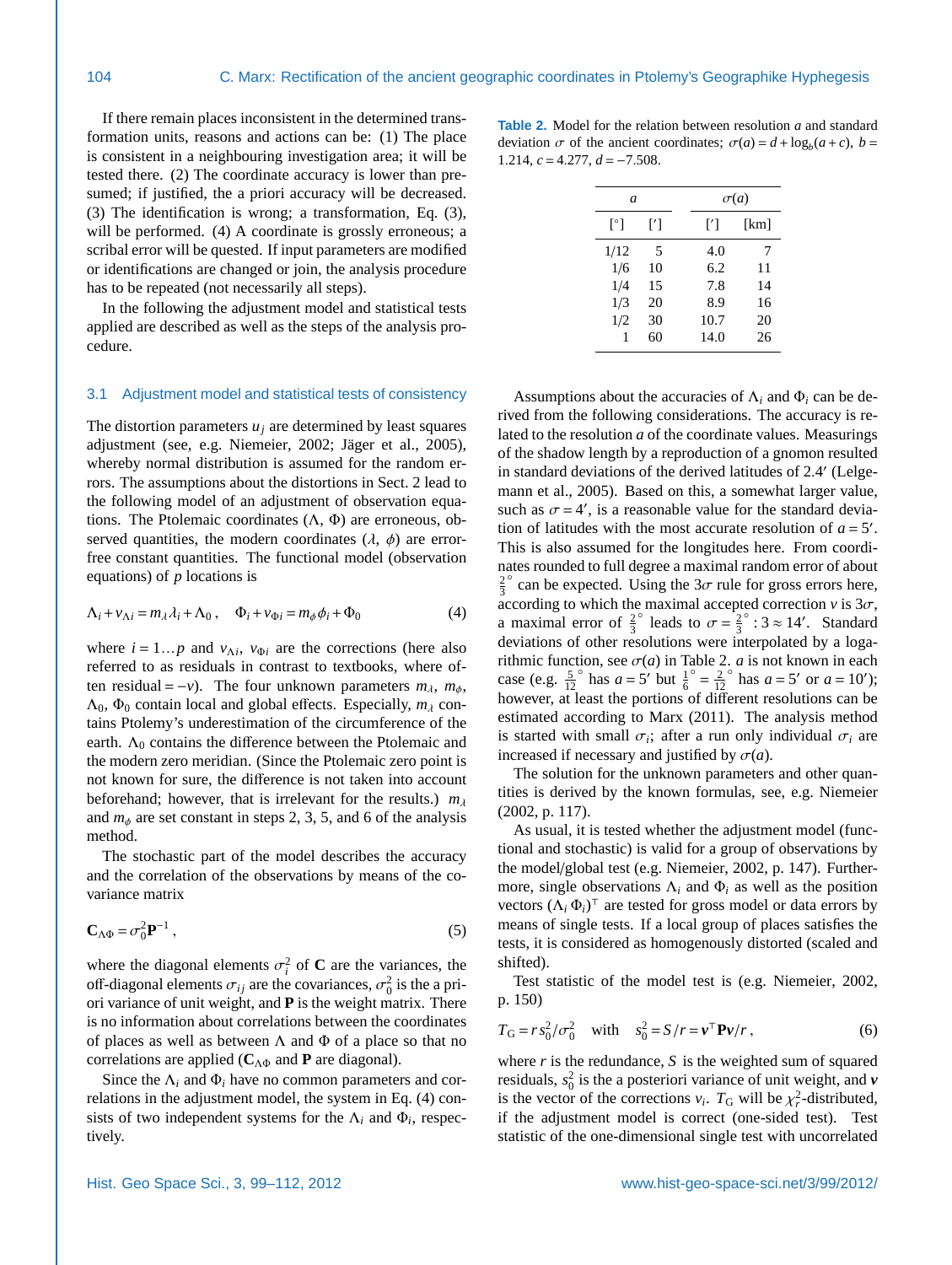If there remain places inconsistent in the determined transformation units, reasons and actions can be: (1) The place is consistent in a neighbouring investigation area; it will be tested there. (2) The coordinate accuracy is lower than presumed; if justified, the a priori accuracy will be decreased. (3) The identification is wrong; a transformation, Eq. (3), will be performed. (4) A coordinate is grossly erroneous; a scribal error will be quested. If input parameters are modified or identifications are changed or join, the analysis procedure has to be repeated (not necessarily all steps).

In the following the adjustment model and statistical tests applied are described as well as the steps of the analysis procedure.

## 3.1 Adjustment model and statistical tests of consistency

The distortion parameters $u_j$ are determined by least squares adjustment (see, e.g. Niemeier, 2002; Jäger et al., 2005), whereby normal distribution is assumed for the random errors. The assumptions about the distortions in Sect. 2 lead to the following model of an adjustment of observation equations. The Ptolemaic coordinates ($\Lambda$, $\Phi$) are erroneous, observed quantities, the modern coordinates ($\lambda$, $\phi$) are error-free constant quantities. The functional model (observation equations) of $p$ locations is

$$\Lambda_i + v_{\Lambda i} = m_\lambda \lambda_i + \Lambda_0 \,, \quad \Phi_i + v_{\Phi i} = m_\phi \phi_i + \Phi_0 \qquad (4)$$

where $i = 1 \ldots p$ and $v_{\Lambda i}$, $v_{\Phi i}$ are the corrections (here also referred to as residuals in contrast to textbooks, where often residual $= -v$). The four unknown parameters $m_\lambda$, $m_\phi$, $\Lambda_0$, $\Phi_0$ contain local and global effects. Especially, $m_\lambda$ contains Ptolemy's underestimation of the circumference of the earth. $\Lambda_0$ contains the difference between the Ptolemaic and the modern zero meridian. (Since the Ptolemaic zero point is not known for sure, the difference is not taken into account beforehand; however, that is irrelevant for the results.) $m_\lambda$ and $m_\phi$ are set constant in steps 2, 3, 5, and 6 of the analysis method.

The stochastic part of the model describes the accuracy and the correlation of the observations by means of the covariance matrix

$$\mathbf{C}_{\Lambda\Phi} = \sigma_0^2 \mathbf{P}^{-1} \,, \qquad (5)$$

where the diagonal elements $\sigma_i^2$ of $\mathbf{C}$ are the variances, the off-diagonal elements $\sigma_{ij}$ are the covariances, $\sigma_0^2$ is the a priori variance of unit weight, and $\mathbf{P}$ is the weight matrix. There is no information about correlations between the coordinates of places as well as between $\Lambda$ and $\Phi$ of a place so that no correlations are applied ($\mathbf{C}_{\Lambda\Phi}$ and $\mathbf{P}$ are diagonal).

Since the $\Lambda_i$ and $\Phi_i$ have no common parameters and correlations in the adjustment model, the system in Eq. (4) consists of two independent systems for the $\Lambda_i$ and $\Phi_i$, respectively.

**Table 2.** Model for the relation between resolution $a$ and standard deviation $\sigma$ of the ancient coordinates; $\sigma(a) = d + \log_b(a + c)$, $b = 1.214$, $c = 4.277$, $d = -7.508$.

| $a$ | | $\sigma(a)$ | |
|---|---|---|---|
| [°] | [′] | [′] | [km] |
| 1/12 | 5 | 4.0 | 7 |
| 1/6 | 10 | 6.2 | 11 |
| 1/4 | 15 | 7.8 | 14 |
| 1/3 | 20 | 8.9 | 16 |
| 1/2 | 30 | 10.7 | 20 |
| 1 | 60 | 14.0 | 26 |

Assumptions about the accuracies of $\Lambda_i$ and $\Phi_i$ can be derived from the following considerations. The accuracy is related to the resolution $a$ of the coordinate values. Measurings of the shadow length by a reproduction of a gnomon resulted in standard deviations of the derived latitudes of 2.4′ (Lelgemann et al., 2005). Based on this, a somewhat larger value, such as $\sigma = 4'$, is a reasonable value for the standard deviation of latitudes with the most accurate resolution of $a = 5'$. This is also assumed for the longitudes here. From coordinates rounded to full degree a maximal random error of about $\frac{2}{3}^\circ$ can be expected. Using the $3\sigma$ rule for gross errors here, according to which the maximal accepted correction $v$ is $3\sigma$, a maximal error of $\frac{2}{3}^\circ$ leads to $\sigma = \frac{2}{3}^\circ : 3 \approx 14'$. Standard deviations of other resolutions were interpolated by a logarithmic function, see $\sigma(a)$ in Table 2. $a$ is not known in each case (e.g. $\frac{5}{12}^\circ$ has $a = 5'$ but $\frac{1}{6}^\circ = \frac{2}{12}^\circ$ has $a = 5'$ or $a = 10'$); however, at least the portions of different resolutions can be estimated according to Marx (2011). The analysis method is started with small $\sigma_i$; after a run only individual $\sigma_i$ are increased if necessary and justified by $\sigma(a)$.

The solution for the unknown parameters and other quantities is derived by the known formulas, see, e.g. Niemeier (2002, p. 117).

As usual, it is tested whether the adjustment model (functional and stochastic) is valid for a group of observations by the model/global test (e.g. Niemeier, 2002, p. 147). Furthermore, single observations $\Lambda_i$ and $\Phi_i$ as well as the position vectors $(\Lambda_i \, \Phi_i)^\top$ are tested for gross model or data errors by means of single tests. If a local group of places satisfies the tests, it is considered as homogenously distorted (scaled and shifted).

Test statistic of the model test is (e.g. Niemeier, 2002, p. 150)

$$T_\mathrm{G} = r s_0^2 / \sigma_0^2 \quad \text{with} \quad s_0^2 = S/r = \boldsymbol{v}^\top \mathbf{P} \boldsymbol{v} / r \,, \qquad (6)$$

where $r$ is the redundance, $S$ is the weighted sum of squared residuals, $s_0^2$ is the a posteriori variance of unit weight, and $\boldsymbol{v}$ is the vector of the corrections $v_i$. $T_\mathrm{G}$ will be $\chi_r^2$-distributed, if the adjustment model is correct (one-sided test). Test statistic of the one-dimensional single test with uncorrelated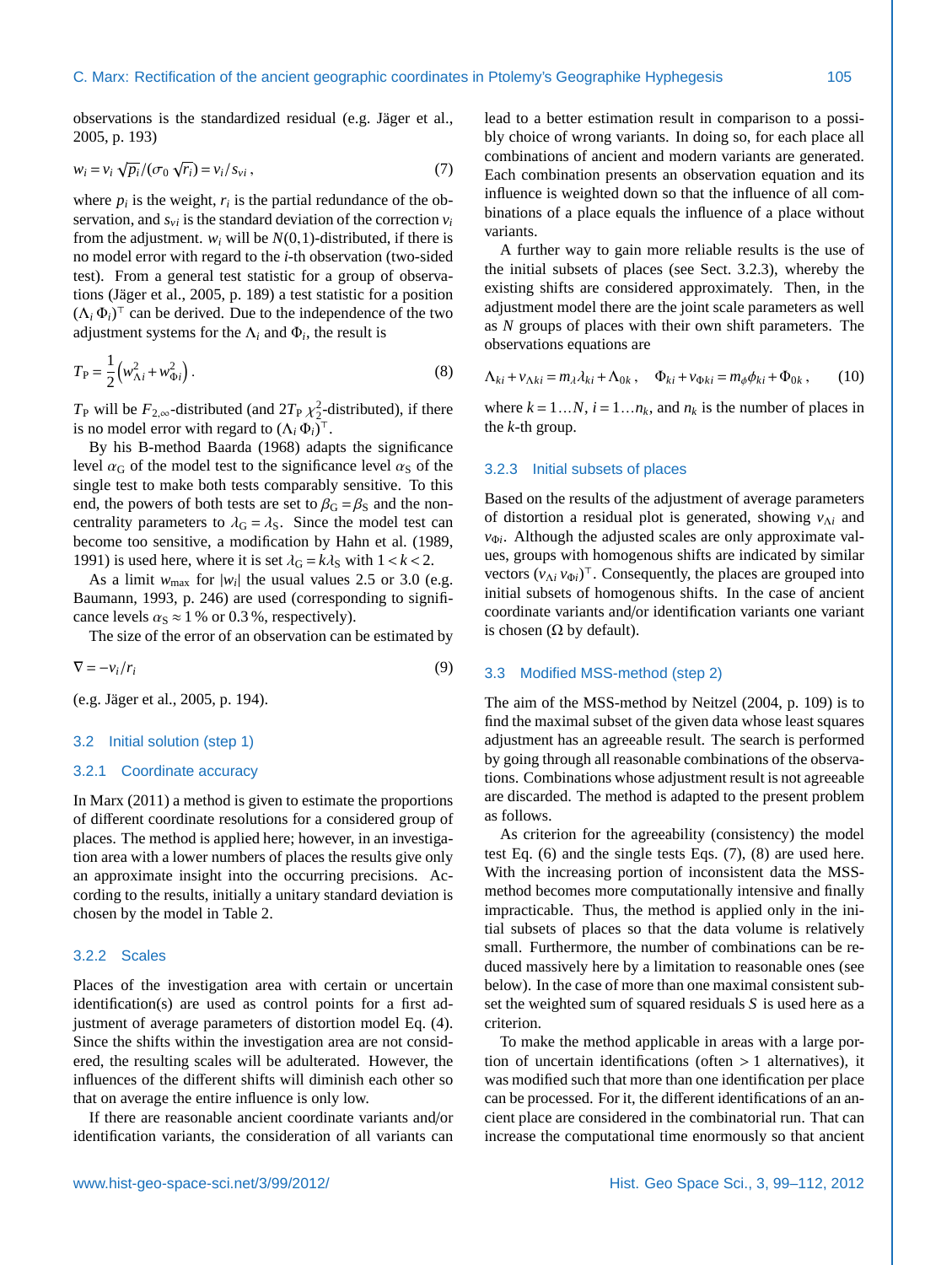observations is the standardized residual (e.g. Jäger et al., 2005, p. 193)

$$w_i = v_i\,\sqrt{p_i}/(\sigma_0\,\sqrt{r_i}) = v_i/s_{vi}\,, \tag{7}$$

where $p_i$ is the weight, $r_i$ is the partial redundance of the observation, and $s_{vi}$ is the standard deviation of the correction $v_i$ from the adjustment. $w_i$ will be $N(0,1)$-distributed, if there is no model error with regard to the $i$-th observation (two-sided test). From a general test statistic for a group of observations (Jäger et al., 2005, p. 189) a test statistic for a position $(\Lambda_i\,\Phi_i)^\top$ can be derived. Due to the independence of the two adjustment systems for the $\Lambda_i$ and $\Phi_i$, the result is

$$T_\mathrm{P} = \frac{1}{2}\left(w_{\Lambda i}^2 + w_{\Phi i}^2\right). \tag{8}$$

$T_\mathrm{P}$ will be $F_{2,\infty}$-distributed (and $2T_\mathrm{P}$ $\chi_2^2$-distributed), if there is no model error with regard to $(\Lambda_i\,\Phi_i)^\top$.

By his B-method Baarda (1968) adapts the significance level $\alpha_\mathrm{G}$ of the model test to the significance level $\alpha_\mathrm{S}$ of the single test to make both tests comparably sensitive. To this end, the powers of both tests are set to $\beta_\mathrm{G} = \beta_\mathrm{S}$ and the non-centrality parameters to $\lambda_\mathrm{G} = \lambda_\mathrm{S}$. Since the model test can become too sensitive, a modification by Hahn et al. (1989, 1991) is used here, where it is set $\lambda_\mathrm{G} = k\lambda_\mathrm{S}$ with $1 < k < 2$.

As a limit $w_{\max}$ for $|w_i|$ the usual values 2.5 or 3.0 (e.g. Baumann, 1993, p. 246) are used (corresponding to significance levels $\alpha_\mathrm{S} \approx 1\,\%$ or $0.3\,\%$, respectively).

The size of the error of an observation can be estimated by

$$\nabla = -v_i/r_i \tag{9}$$

(e.g. Jäger et al., 2005, p. 194).

## 3.2 Initial solution (step 1)

### 3.2.1 Coordinate accuracy

In Marx (2011) a method is given to estimate the proportions of different coordinate resolutions for a considered group of places. The method is applied here; however, in an investigation area with a lower numbers of places the results give only an approximate insight into the occurring precisions. According to the results, initially a unitary standard deviation is chosen by the model in Table 2.

### 3.2.2 Scales

Places of the investigation area with certain or uncertain identification(s) are used as control points for a first adjustment of average parameters of distortion model Eq. (4). Since the shifts within the investigation area are not considered, the resulting scales will be adulterated. However, the influences of the different shifts will diminish each other so that on average the entire influence is only low.

If there are reasonable ancient coordinate variants and/or identification variants, the consideration of all variants can lead to a better estimation result in comparison to a possibly choice of wrong variants. In doing so, for each place all combinations of ancient and modern variants are generated. Each combination presents an observation equation and its influence is weighted down so that the influence of all combinations of a place equals the influence of a place without variants.

A further way to gain more reliable results is the use of the initial subsets of places (see Sect. 3.2.3), whereby the existing shifts are considered approximately. Then, in the adjustment model there are the joint scale parameters as well as $N$ groups of places with their own shift parameters. The observations equations are

$$\Lambda_{ki} + v_{\Lambda ki} = m_\lambda \lambda_{ki} + \Lambda_{0k}\,, \quad \Phi_{ki} + v_{\Phi ki} = m_\phi \phi_{ki} + \Phi_{0k}\,, \tag{10}$$

where $k = 1 \ldots N$, $i = 1 \ldots n_k$, and $n_k$ is the number of places in the $k$-th group.

### 3.2.3 Initial subsets of places

Based on the results of the adjustment of average parameters of distortion a residual plot is generated, showing $v_{\Lambda i}$ and $v_{\Phi i}$. Although the adjusted scales are only approximate values, groups with homogenous shifts are indicated by similar vectors $(v_{\Lambda i}\,v_{\Phi i})^\top$. Consequently, the places are grouped into initial subsets of homogenous shifts. In the case of ancient coordinate variants and/or identification variants one variant is chosen ($\Omega$ by default).

## 3.3 Modified MSS-method (step 2)

The aim of the MSS-method by Neitzel (2004, p. 109) is to find the maximal subset of the given data whose least squares adjustment has an agreeable result. The search is performed by going through all reasonable combinations of the observations. Combinations whose adjustment result is not agreeable are discarded. The method is adapted to the present problem as follows.

As criterion for the agreeability (consistency) the model test Eq. (6) and the single tests Eqs. (7), (8) are used here. With the increasing portion of inconsistent data the MSS-method becomes more computationally intensive and finally impracticable. Thus, the method is applied only in the initial subsets of places so that the data volume is relatively small. Furthermore, the number of combinations can be reduced massively here by a limitation to reasonable ones (see below). In the case of more than one maximal consistent subset the weighted sum of squared residuals $S$ is used here as a criterion.

To make the method applicable in areas with a large portion of uncertain identifications (often $>1$ alternatives), it was modified such that more than one identification per place can be processed. For it, the different identifications of an ancient place are considered in the combinatorial run. That can increase the computational time enormously so that ancient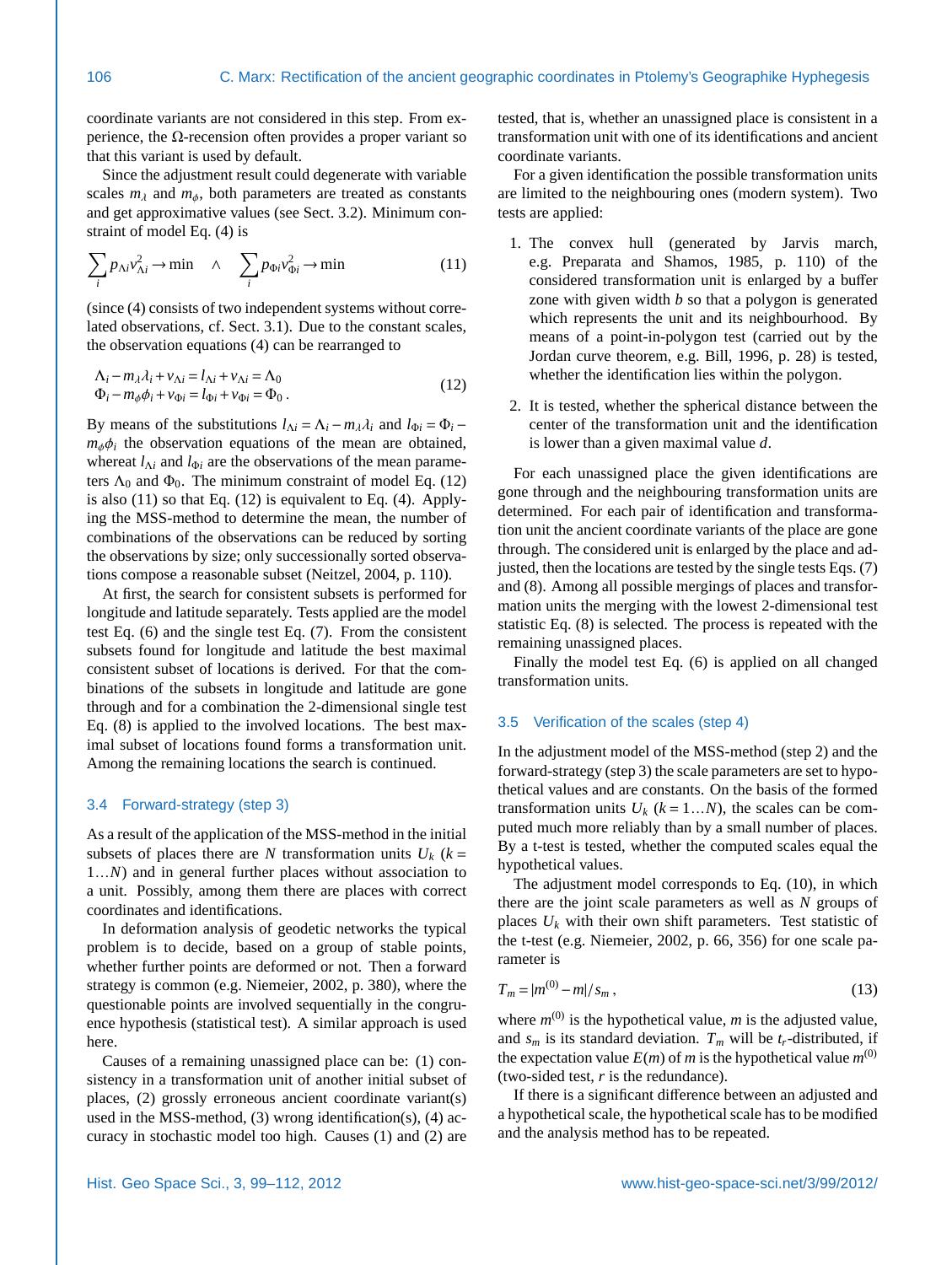coordinate variants are not considered in this step. From experience, the Ω-recension often provides a proper variant so that this variant is used by default.

Since the adjustment result could degenerate with variable scales $m_\lambda$ and $m_\phi$, both parameters are treated as constants and get approximative values (see Sect. 3.2). Minimum constraint of model Eq. (4) is

$$\sum_i p_{\Lambda i} v_{\Lambda i}^2 \rightarrow \min \quad \wedge \quad \sum_i p_{\Phi i} v_{\Phi i}^2 \rightarrow \min \tag{11}$$

(since (4) consists of two independent systems without correlated observations, cf. Sect. 3.1). Due to the constant scales, the observation equations (4) can be rearranged to

$$\begin{aligned} \Lambda_i - m_\lambda \lambda_i + v_{\Lambda i} = l_{\Lambda i} + v_{\Lambda i} = \Lambda_0 \\ \Phi_i - m_\phi \phi_i + v_{\Phi i} = l_{\Phi i} + v_{\Phi i} = \Phi_0 \,. \end{aligned} \tag{12}$$

By means of the substitutions $l_{\Lambda i} = \Lambda_i - m_\lambda \lambda_i$ and $l_{\Phi i} = \Phi_i - m_\phi \phi_i$ the observation equations of the mean are obtained, whereat $l_{\Lambda i}$ and $l_{\Phi i}$ are the observations of the mean parameters $\Lambda_0$ and $\Phi_0$. The minimum constraint of model Eq. (12) is also (11) so that Eq. (12) is equivalent to Eq. (4). Applying the MSS-method to determine the mean, the number of combinations of the observations can be reduced by sorting the observations by size; only successionally sorted observations compose a reasonable subset (Neitzel, 2004, p. 110).

At first, the search for consistent subsets is performed for longitude and latitude separately. Tests applied are the model test Eq. (6) and the single test Eq. (7). From the consistent subsets found for longitude and latitude the best maximal consistent subset of locations is derived. For that the combinations of the subsets in longitude and latitude are gone through and for a combination the 2-dimensional single test Eq. (8) is applied to the involved locations. The best maximal subset of locations found forms a transformation unit. Among the remaining locations the search is continued.

### 3.4 Forward-strategy (step 3)

As a result of the application of the MSS-method in the initial subsets of places there are $N$ transformation units $U_k$ ($k = 1 \ldots N$) and in general further places without association to a unit. Possibly, among them there are places with correct coordinates and identifications.

In deformation analysis of geodetic networks the typical problem is to decide, based on a group of stable points, whether further points are deformed or not. Then a forward strategy is common (e.g. Niemeier, 2002, p. 380), where the questionable points are involved sequentially in the congruence hypothesis (statistical test). A similar approach is used here.

Causes of a remaining unassigned place can be: (1) consistency in a transformation unit of another initial subset of places, (2) grossly erroneous ancient coordinate variant(s) used in the MSS-method, (3) wrong identification(s), (4) accuracy in stochastic model too high. Causes (1) and (2) are tested, that is, whether an unassigned place is consistent in a transformation unit with one of its identifications and ancient coordinate variants.

For a given identification the possible transformation units are limited to the neighbouring ones (modern system). Two tests are applied:

1. The convex hull (generated by Jarvis march, e.g. Preparata and Shamos, 1985, p. 110) of the considered transformation unit is enlarged by a buffer zone with given width $b$ so that a polygon is generated which represents the unit and its neighbourhood. By means of a point-in-polygon test (carried out by the Jordan curve theorem, e.g. Bill, 1996, p. 28) is tested, whether the identification lies within the polygon.

2. It is tested, whether the spherical distance between the center of the transformation unit and the identification is lower than a given maximal value $d$.

For each unassigned place the given identifications are gone through and the neighbouring transformation units are determined. For each pair of identification and transformation unit the ancient coordinate variants of the place are gone through. The considered unit is enlarged by the place and adjusted, then the locations are tested by the single tests Eqs. (7) and (8). Among all possible mergings of places and transformation units the merging with the lowest 2-dimensional test statistic Eq. (8) is selected. The process is repeated with the remaining unassigned places.

Finally the model test Eq. (6) is applied on all changed transformation units.

### 3.5 Verification of the scales (step 4)

In the adjustment model of the MSS-method (step 2) and the forward-strategy (step 3) the scale parameters are set to hypothetical values and are constants. On the basis of the formed transformation units $U_k$ ($k = 1 \ldots N$), the scales can be computed much more reliably than by a small number of places. By a t-test is tested, whether the computed scales equal the hypothetical values.

The adjustment model corresponds to Eq. (10), in which there are the joint scale parameters as well as $N$ groups of places $U_k$ with their own shift parameters. Test statistic of the t-test (e.g. Niemeier, 2002, p. 66, 356) for one scale parameter is

$$T_m = |m^{(0)} - m| / s_m \,, \tag{13}$$

where $m^{(0)}$ is the hypothetical value, $m$ is the adjusted value, and $s_m$ is its standard deviation. $T_m$ will be $t_r$-distributed, if the expectation value $E(m)$ of $m$ is the hypothetical value $m^{(0)}$ (two-sided test, $r$ is the redundance).

If there is a significant difference between an adjusted and a hypothetical scale, the hypothetical scale has to be modified and the analysis method has to be repeated.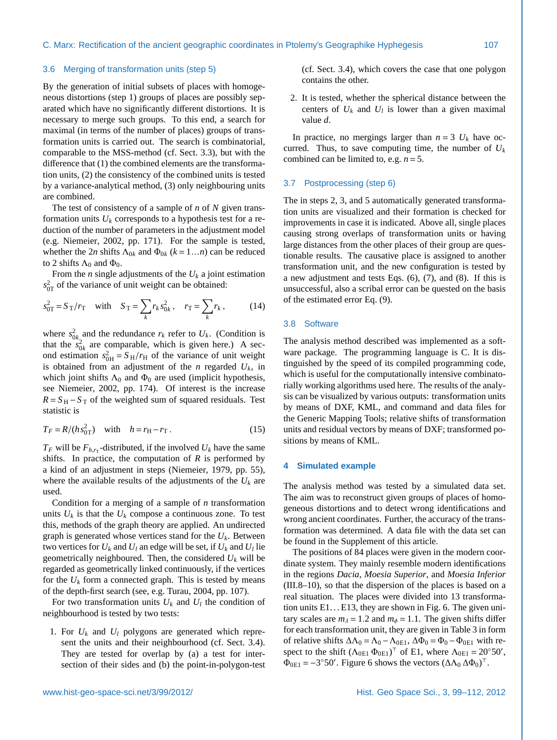### 3.6 Merging of transformation units (step 5)

By the generation of initial subsets of places with homogeneous distortions (step 1) groups of places are possibly separated which have no significantly different distortions. It is necessary to merge such groups. To this end, a search for maximal (in terms of the number of places) groups of transformation units is carried out. The search is combinatorial, comparable to the MSS-method (cf. Sect. 3.3), but with the difference that (1) the combined elements are the transformation units, (2) the consistency of the combined units is tested by a variance-analytical method, (3) only neighbouring units are combined.

The test of consistency of a sample of $n$ of $N$ given transformation units $U_k$ corresponds to a hypothesis test for a reduction of the number of parameters in the adjustment model (e.g. Niemeier, 2002, pp. 171). For the sample is tested, whether the $2n$ shifts $\Lambda_{0k}$ and $\Phi_{0k}$ ($k=1\ldots n$) can be reduced to 2 shifts $\Lambda_0$ and $\Phi_0$.

From the $n$ single adjustments of the $U_k$ a joint estimation $s^2_{0\mathrm{T}}$ of the variance of unit weight can be obtained:

$$s^2_{0\mathrm{T}} = S_\mathrm{T}/r_\mathrm{T} \quad \text{with} \quad S_\mathrm{T} = \sum_k r_k s^2_{0k}\,, \quad r_\mathrm{T} = \sum_k r_k\,, \tag{14}$$

where $s^2_{0k}$ and the redundance $r_k$ refer to $U_k$. (Condition is that the $s^2_{0k}$ are comparable, which is given here.) A second estimation $s^2_{0\mathrm{H}} = S_\mathrm{H}/r_\mathrm{H}$ of the variance of unit weight is obtained from an adjustment of the $n$ regarded $U_k$, in which joint shifts $\Lambda_0$ and $\Phi_0$ are used (implicit hypothesis, see Niemeier, 2002, pp. 174). Of interest is the increase $R = S_\mathrm{H} - S_\mathrm{T}$ of the weighted sum of squared residuals. Test statistic is

$$T_F = R/(h s^2_{0\mathrm{T}}) \quad \text{with} \quad h = r_\mathrm{H} - r_\mathrm{T}\,. \tag{15}$$

$T_F$ will be $F_{h,r_\mathrm{T}}$-distributed, if the involved $U_k$ have the same shifts. In practice, the computation of $R$ is performed by a kind of an adjustment in steps (Niemeier, 1979, pp. 55), where the available results of the adjustments of the $U_k$ are used.

Condition for a merging of a sample of $n$ transformation units $U_k$ is that the $U_k$ compose a continuous zone. To test this, methods of the graph theory are applied. An undirected graph is generated whose vertices stand for the $U_k$. Between two vertices for $U_k$ and $U_l$ an edge will be set, if $U_k$ and $U_l$ lie geometrically neighboured. Then, the considered $U_k$ will be regarded as geometrically linked continuously, if the vertices for the $U_k$ form a connected graph. This is tested by means of the depth-first search (see, e.g. Turau, 2004, pp. 107).

For two transformation units $U_k$ and $U_l$ the condition of neighbourhood is tested by two tests:

1. For $U_k$ and $U_l$ polygons are generated which represent the units and their neighbourhood (cf. Sect. 3.4). They are tested for overlap by (a) a test for intersection of their sides and (b) the point-in-polygon-test (cf. Sect. 3.4), which covers the case that one polygon contains the other.
2. It is tested, whether the spherical distance between the centers of $U_k$ and $U_l$ is lower than a given maximal value $d$.

In practice, no mergings larger than $n=3$ $U_k$ have occurred. Thus, to save computing time, the number of $U_k$ combined can be limited to, e.g. $n=5$.

### 3.7 Postprocessing (step 6)

The in steps 2, 3, and 5 automatically generated transformation units are visualized and their formation is checked for improvements in case it is indicated. Above all, single places causing strong overlaps of transformation units or having large distances from the other places of their group are questionable results. The causative place is assigned to another transformation unit, and the new configuration is tested by a new adjustment and tests Eqs. (6), (7), and (8). If this is unsuccessful, also a scribal error can be quested on the basis of the estimated error Eq. (9).

### 3.8 Software

The analysis method described was implemented as a software package. The programming language is C. It is distinguished by the speed of its compiled programming code, which is useful for the computationally intensive combinatorially working algorithms used here. The results of the analysis can be visualized by various outputs: transformation units by means of DXF, KML, and command and data files for the Generic Mapping Tools; relative shifts of transformation units and residual vectors by means of DXF; transformed positions by means of KML.

## 4 Simulated example

The analysis method was tested by a simulated data set. The aim was to reconstruct given groups of places of homogeneous distortions and to detect wrong identifications and wrong ancient coordinates. Further, the accuracy of the transformation was determined. A data file with the data set can be found in the Supplement of this article.

The positions of 84 places were given in the modern coordinate system. They mainly resemble modern identifications in the regions *Dacia*, *Moesia Superior*, and *Moesia Inferior* (III.8–10), so that the dispersion of the places is based on a real situation. The places were divided into 13 transformation units E1...E13, they are shown in Fig. 6. The given unitary scales are $m_\lambda = 1.2$ and $m_\phi = 1.1$. The given shifts differ for each transformation unit, they are given in Table 3 in form of relative shifts $\Delta\Lambda_0 = \Lambda_0 - \Lambda_{0\mathrm{E}1}$, $\Delta\Phi_0 = \Phi_0 - \Phi_{0\mathrm{E}1}$ with respect to the shift $(\Lambda_{0\mathrm{E}1}\ \Phi_{0\mathrm{E}1})^\top$ of E1, where $\Lambda_{0\mathrm{E}1} = 20^\circ 50'$, $\Phi_{0\mathrm{E}1} = -3^\circ 50'$. Figure 6 shows the vectors $(\Delta\Lambda_0\ \Delta\Phi_0)^\top$.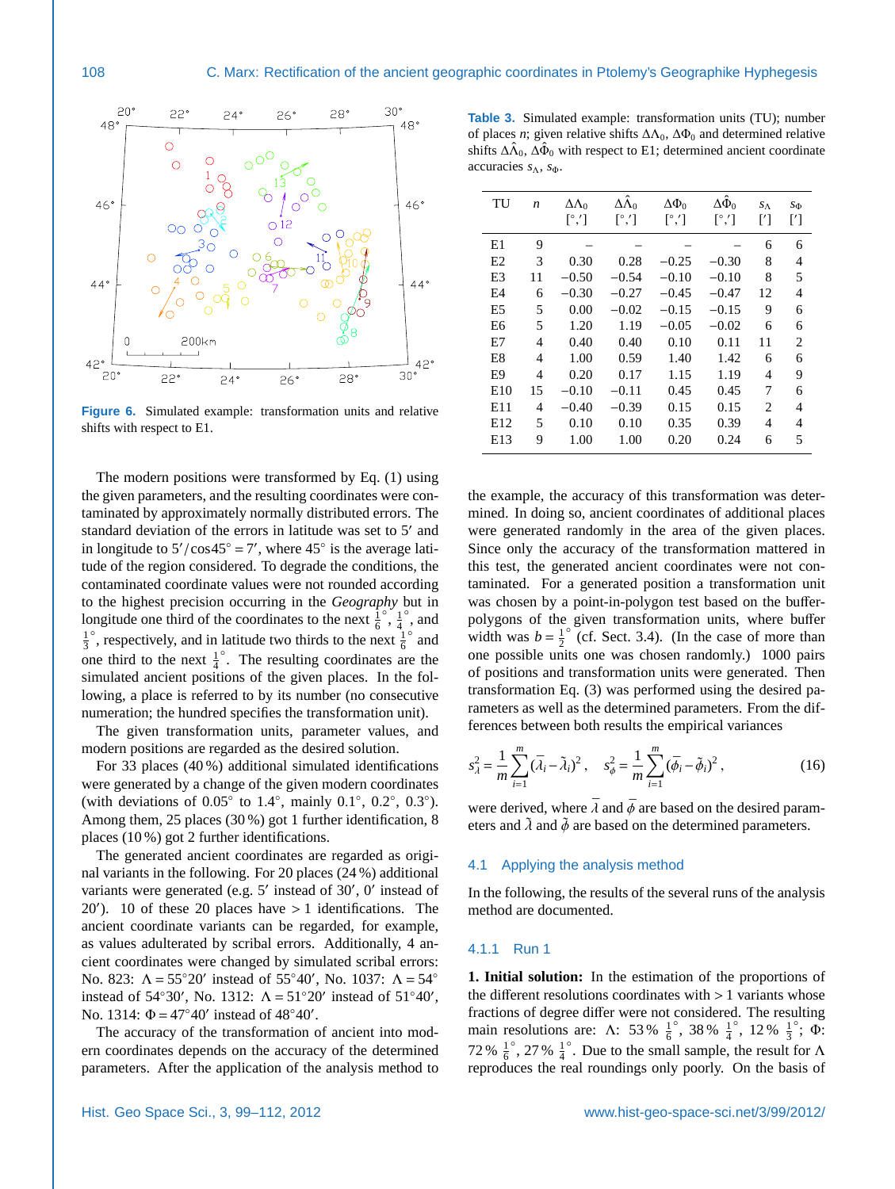Figure 6. Simulated example: transformation units and relative shifts with respect to E1.

Table 3. Simulated example: transformation units (TU); number of places $n$; given relative shifts $\Delta\Lambda_0$, $\Delta\Phi_0$ and determined relative shifts $\Delta\hat{\Lambda}_0$, $\Delta\hat{\Phi}_0$ with respect to E1; determined ancient coordinate accuracies $s_\Lambda$, $s_\Phi$.

| TU | $n$ | $\Delta\Lambda_0$ [°,′] | $\Delta\hat{\Lambda}_0$ [°,′] | $\Delta\Phi_0$ [°,′] | $\Delta\hat{\Phi}_0$ [°,′] | $s_\Lambda$ [′] | $s_\Phi$ [′] |
|---|---|---|---|---|---|---|---|
| E1 | 9 | – | – | – | – | 6 | 6 |
| E2 | 3 | 0.30 | 0.28 | −0.25 | −0.30 | 8 | 4 |
| E3 | 11 | −0.50 | −0.54 | −0.10 | −0.10 | 8 | 5 |
| E4 | 6 | −0.30 | −0.27 | −0.45 | −0.47 | 12 | 4 |
| E5 | 5 | 0.00 | −0.02 | −0.15 | −0.15 | 9 | 6 |
| E6 | 5 | 1.20 | 1.19 | −0.05 | −0.02 | 6 | 6 |
| E7 | 4 | 0.40 | 0.40 | 0.10 | 0.11 | 11 | 2 |
| E8 | 4 | 1.00 | 0.59 | 1.40 | 1.42 | 6 | 6 |
| E9 | 4 | 0.20 | 0.17 | 1.15 | 1.19 | 4 | 9 |
| E10 | 15 | −0.10 | −0.11 | 0.45 | 0.45 | 7 | 6 |
| E11 | 4 | −0.40 | −0.39 | 0.15 | 0.15 | 2 | 4 |
| E12 | 5 | 0.10 | 0.10 | 0.35 | 0.39 | 4 | 4 |
| E13 | 9 | 1.00 | 1.00 | 0.20 | 0.24 | 6 | 5 |

The modern positions were transformed by Eq. (1) using the given parameters, and the resulting coordinates were contaminated by approximately normally distributed errors. The standard deviation of the errors in latitude was set to 5′ and in longitude to $5'/\cos 45° = 7'$, where 45° is the average latitude of the region considered. To degrade the conditions, the contaminated coordinate values were not rounded according to the highest precision occurring in the *Geography* but in longitude one third of the coordinates to the next $\frac{1}{6}^\circ$, $\frac{1}{4}^\circ$, and $\frac{1}{3}^\circ$, respectively, and in latitude two thirds to the next $\frac{1}{6}^\circ$ and one third to the next $\frac{1}{4}^\circ$. The resulting coordinates are the simulated ancient positions of the given places. In the following, a place is referred to by its number (no consecutive numeration; the hundred specifies the transformation unit).

The given transformation units, parameter values, and modern positions are regarded as the desired solution.

For 33 places (40 %) additional simulated identifications were generated by a change of the given modern coordinates (with deviations of 0.05° to 1.4°, mainly 0.1°, 0.2°, 0.3°). Among them, 25 places (30 %) got 1 further identification, 8 places (10 %) got 2 further identifications.

The generated ancient coordinates are regarded as original variants in the following. For 20 places (24 %) additional variants were generated (e.g. 5′ instead of 30′, 0′ instead of 20′). 10 of these 20 places have >1 identifications. The ancient coordinate variants can be regarded, for example, as values adulterated by scribal errors. Additionally, 4 ancient coordinates were changed by simulated scribal errors: No. 823: $\Lambda = 55°20'$ instead of $55°40'$, No. 1037: $\Lambda = 54°$ instead of $54°30'$, No. 1312: $\Lambda = 51°20'$ instead of $51°40'$, No. 1314: $\Phi = 47°40'$ instead of $48°40'$.

The accuracy of the transformation of ancient into modern coordinates depends on the accuracy of the determined parameters. After the application of the analysis method to the example, the accuracy of this transformation was determined. In doing so, ancient coordinates of additional places were generated randomly in the area of the given places. Since only the accuracy of the transformation mattered in this test, the generated ancient coordinates were not contaminated. For a generated position a transformation unit was chosen by a point-in-polygon test based on the buffer-polygons of the given transformation units, where buffer width was $b = \frac{1}{2}^\circ$ (cf. Sect. 3.4). (In the case of more than one possible units one was chosen randomly.) 1000 pairs of positions and transformation units were generated. Then transformation Eq. (3) was performed using the desired parameters as well as the determined parameters. From the differences between both results the empirical variances

$$s_\lambda^2 = \frac{1}{m}\sum_{i=1}^{m}(\bar{\lambda}_i - \tilde{\lambda}_i)^2\,, \quad s_\phi^2 = \frac{1}{m}\sum_{i=1}^{m}(\bar{\phi}_i - \tilde{\phi}_i)^2\,, \tag{16}$$

were derived, where $\bar{\lambda}$ and $\bar{\phi}$ are based on the desired parameters and $\tilde{\lambda}$ and $\tilde{\phi}$ are based on the determined parameters.

## 4.1 Applying the analysis method

In the following, the results of the several runs of the analysis method are documented.

### 4.1.1 Run 1

**1. Initial solution:** In the estimation of the proportions of the different resolutions coordinates with >1 variants whose fractions of degree differ were not considered. The resulting main resolutions are: Λ: 53 % $\frac{1}{6}^\circ$, 38 % $\frac{1}{4}^\circ$, 12 % $\frac{1}{3}^\circ$; Φ: 72 % $\frac{1}{6}^\circ$, 27 % $\frac{1}{4}^\circ$. Due to the small sample, the result for Λ reproduces the real roundings only poorly. On the basis of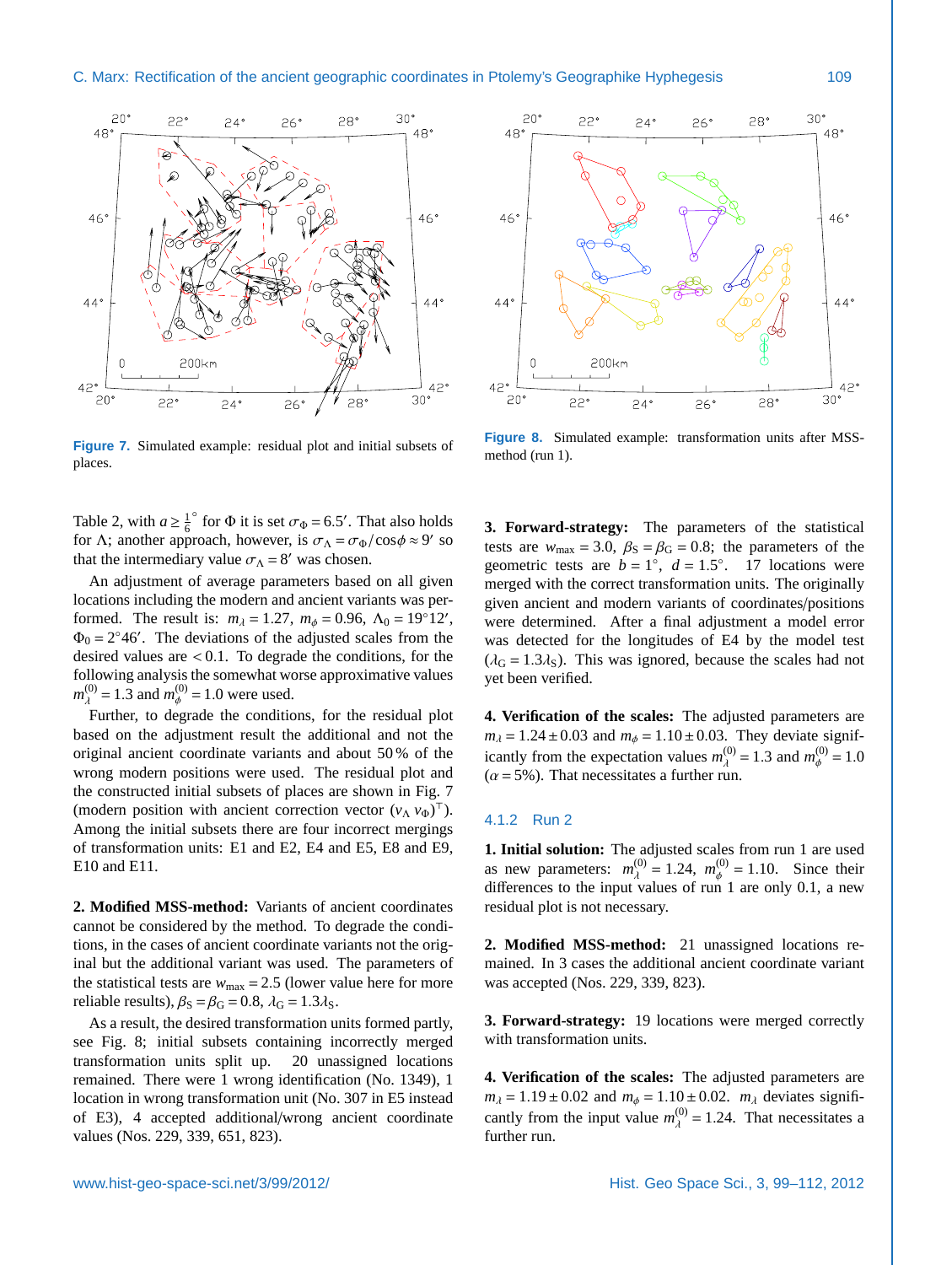Figure 7. Simulated example: residual plot and initial subsets of places.

Figure 8. Simulated example: transformation units after MSS-method (run 1).

Table 2, with $a \geq \frac{1}{6}^\circ$ for $\Phi$ it is set $\sigma_\Phi = 6.5'$. That also holds for $\Lambda$; another approach, however, is $\sigma_\Lambda = \sigma_\Phi / \cos\phi \approx 9'$ so that the intermediary value $\sigma_\Lambda = 8'$ was chosen.

An adjustment of average parameters based on all given locations including the modern and ancient variants was performed. The result is: $m_\lambda = 1.27$, $m_\phi = 0.96$, $\Lambda_0 = 19°12'$, $\Phi_0 = 2°46'$. The deviations of the adjusted scales from the desired values are $< 0.1$. To degrade the conditions, for the following analysis the somewhat worse approximative values $m_\lambda^{(0)} = 1.3$ and $m_\phi^{(0)} = 1.0$ were used.

Further, to degrade the conditions, for the residual plot based on the adjustment result the additional and not the original ancient coordinate variants and about 50 % of the wrong modern positions were used. The residual plot and the constructed initial subsets of places are shown in Fig. 7 (modern position with ancient correction vector $(v_\Lambda\ v_\Phi)^\top$). Among the initial subsets there are four incorrect mergings of transformation units: E1 and E2, E4 and E5, E8 and E9, E10 and E11.

**2. Modified MSS-method:** Variants of ancient coordinates cannot be considered by the method. To degrade the conditions, in the cases of ancient coordinate variants not the original but the additional variant was used. The parameters of the statistical tests are $w_{\max} = 2.5$ (lower value here for more reliable results), $\beta_S = \beta_G = 0.8$, $\lambda_G = 1.3\lambda_S$.

As a result, the desired transformation units formed partly, see Fig. 8; initial subsets containing incorrectly merged transformation units split up. 20 unassigned locations remained. There were 1 wrong identification (No. 1349), 1 location in wrong transformation unit (No. 307 in E5 instead of E3), 4 accepted additional/wrong ancient coordinate values (Nos. 229, 339, 651, 823).

**3. Forward-strategy:** The parameters of the statistical tests are $w_{\max} = 3.0$, $\beta_S = \beta_G = 0.8$; the parameters of the geometric tests are $b = 1°$, $d = 1.5°$. 17 locations were merged with the correct transformation units. The originally given ancient and modern variants of coordinates/positions were determined. After a final adjustment a model error was detected for the longitudes of E4 by the model test ($\lambda_G = 1.3\lambda_S$). This was ignored, because the scales had not yet been verified.

**4. Verification of the scales:** The adjusted parameters are $m_\lambda = 1.24 \pm 0.03$ and $m_\phi = 1.10 \pm 0.03$. They deviate significantly from the expectation values $m_\lambda^{(0)} = 1.3$ and $m_\phi^{(0)} = 1.0$ ($\alpha = 5\%$). That necessitates a further run.

### 4.1.2 Run 2

**1. Initial solution:** The adjusted scales from run 1 are used as new parameters: $m_\lambda^{(0)} = 1.24$, $m_\phi^{(0)} = 1.10$. Since their differences to the input values of run 1 are only 0.1, a new residual plot is not necessary.

**2. Modified MSS-method:** 21 unassigned locations remained. In 3 cases the additional ancient coordinate variant was accepted (Nos. 229, 339, 823).

**3. Forward-strategy:** 19 locations were merged correctly with transformation units.

**4. Verification of the scales:** The adjusted parameters are $m_\lambda = 1.19 \pm 0.02$ and $m_\phi = 1.10 \pm 0.02$. $m_\lambda$ deviates significantly from the input value $m_\lambda^{(0)} = 1.24$. That necessitates a further run.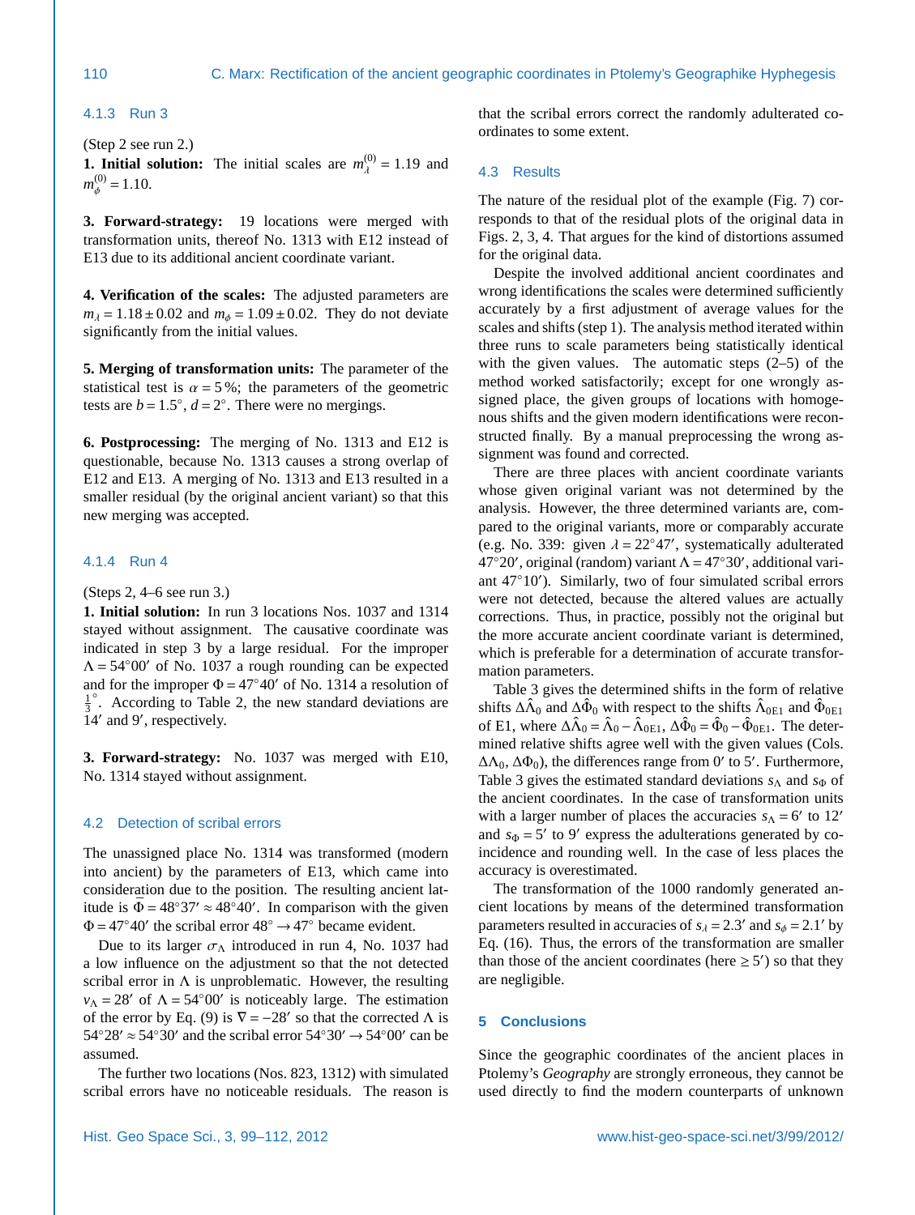#### 4.1.3 Run 3

(Step 2 see run 2.)

**1. Initial solution:** The initial scales are $m_\lambda^{(0)} = 1.19$ and $m_\phi^{(0)} = 1.10$.

**3. Forward-strategy:** 19 locations were merged with transformation units, thereof No. 1313 with E12 instead of E13 due to its additional ancient coordinate variant.

**4. Verification of the scales:** The adjusted parameters are $m_\lambda = 1.18 \pm 0.02$ and $m_\phi = 1.09 \pm 0.02$. They do not deviate significantly from the initial values.

**5. Merging of transformation units:** The parameter of the statistical test is $\alpha = 5\,\%$; the parameters of the geometric tests are $b = 1.5^\circ$, $d = 2^\circ$. There were no mergings.

**6. Postprocessing:** The merging of No. 1313 and E12 is questionable, because No. 1313 causes a strong overlap of E12 and E13. A merging of No. 1313 and E13 resulted in a smaller residual (by the original ancient variant) so that this new merging was accepted.

#### 4.1.4 Run 4

(Steps 2, 4–6 see run 3.)

**1. Initial solution:** In run 3 locations Nos. 1037 and 1314 stayed without assignment. The causative coordinate was indicated in step 3 by a large residual. For the improper $\Lambda = 54^\circ 00'$ of No. 1037 a rough rounding can be expected and for the improper $\Phi = 47^\circ 40'$ of No. 1314 a resolution of $\frac{1}{3}^\circ$. According to Table 2, the new standard deviations are $14'$ and $9'$, respectively.

**3. Forward-strategy:** No. 1037 was merged with E10, No. 1314 stayed without assignment.

### 4.2 Detection of scribal errors

The unassigned place No. 1314 was transformed (modern into ancient) by the parameters of E13, which came into consideration due to the position. The resulting ancient latitude is $\bar{\Phi} = 48^\circ 37' \approx 48^\circ 40'$. In comparison with the given $\Phi = 47^\circ 40'$ the scribal error $48^\circ \rightarrow 47^\circ$ became evident.

Due to its larger $\sigma_\Lambda$ introduced in run 4, No. 1037 had a low influence on the adjustment so that the not detected scribal error in $\Lambda$ is unproblematic. However, the resulting $v_\Lambda = 28'$ of $\Lambda = 54^\circ 00'$ is noticeably large. The estimation of the error by Eq. (9) is $\nabla = -28'$ so that the corrected $\Lambda$ is $54^\circ 28' \approx 54^\circ 30'$ and the scribal error $54^\circ 30' \rightarrow 54^\circ 00'$ can be assumed.

The further two locations (Nos. 823, 1312) with simulated scribal errors have no noticeable residuals. The reason is that the scribal errors correct the randomly adulterated coordinates to some extent.

### 4.3 Results

The nature of the residual plot of the example (Fig. 7) corresponds to that of the residual plots of the original data in Figs. 2, 3, 4. That argues for the kind of distortions assumed for the original data.

Despite the involved additional ancient coordinates and wrong identifications the scales were determined sufficiently accurately by a first adjustment of average values for the scales and shifts (step 1). The analysis method iterated within three runs to scale parameters being statistically identical with the given values. The automatic steps (2–5) of the method worked satisfactorily; except for one wrongly assigned place, the given groups of locations with homogenous shifts and the given modern identifications were reconstructed finally. By a manual preprocessing the wrong assignment was found and corrected.

There are three places with ancient coordinate variants whose given original variant was not determined by the analysis. However, the three determined variants are, compared to the original variants, more or comparably accurate (e.g. No. 339: given $\lambda = 22^\circ 47'$, systematically adulterated $47^\circ 20'$, original (random) variant $\Lambda = 47^\circ 30'$, additional variant $47^\circ 10'$). Similarly, two of four simulated scribal errors were not detected, because the altered values are actually corrections. Thus, in practice, possibly not the original but the more accurate ancient coordinate variant is determined, which is preferable for a determination of accurate transformation parameters.

Table 3 gives the determined shifts in the form of relative shifts $\Delta\hat{\Lambda}_0$ and $\Delta\hat{\Phi}_0$ with respect to the shifts $\hat{\Lambda}_{0\mathrm{E1}}$ and $\hat{\Phi}_{0\mathrm{E1}}$ of E1, where $\Delta\hat{\Lambda}_0 = \hat{\Lambda}_0 - \hat{\Lambda}_{0\mathrm{E1}}$, $\Delta\hat{\Phi}_0 = \hat{\Phi}_0 - \hat{\Phi}_{0\mathrm{E1}}$. The determined relative shifts agree well with the given values (Cols. $\Delta\Lambda_0$, $\Delta\Phi_0$), the differences range from $0'$ to $5'$. Furthermore, Table 3 gives the estimated standard deviations $s_\Lambda$ and $s_\Phi$ of the ancient coordinates. In the case of transformation units with a larger number of places the accuracies $s_\Lambda = 6'$ to $12'$ and $s_\Phi = 5'$ to $9'$ express the adulterations generated by coincidence and rounding well. In the case of less places the accuracy is overestimated.

The transformation of the 1000 randomly generated ancient locations by means of the determined transformation parameters resulted in accuracies of $s_\lambda = 2.3'$ and $s_\phi = 2.1'$ by Eq. (16). Thus, the errors of the transformation are smaller than those of the ancient coordinates (here $\geq 5'$) so that they are negligible.

## 5 Conclusions

Since the geographic coordinates of the ancient places in Ptolemy's *Geography* are strongly erroneous, they cannot be used directly to find the modern counterparts of unknown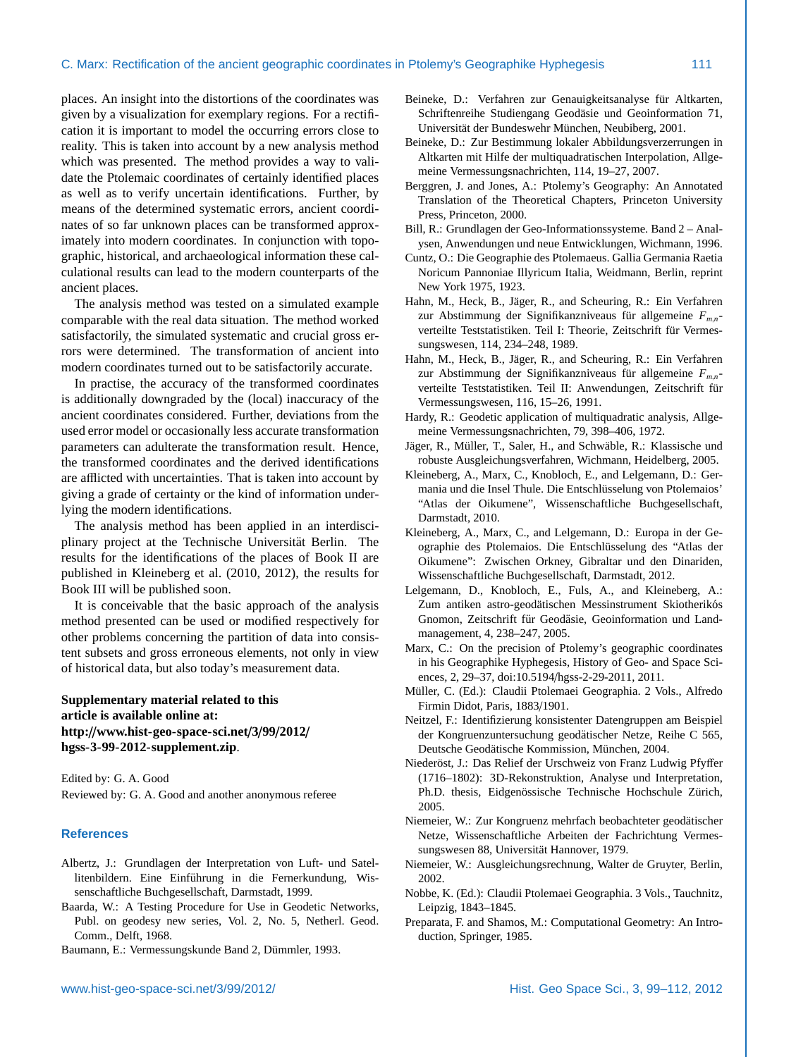places. An insight into the distortions of the coordinates was given by a visualization for exemplary regions. For a rectification it is important to model the occurring errors close to reality. This is taken into account by a new analysis method which was presented. The method provides a way to validate the Ptolemaic coordinates of certainly identified places as well as to verify uncertain identifications. Further, by means of the determined systematic errors, ancient coordinates of so far unknown places can be transformed approximately into modern coordinates. In conjunction with topographic, historical, and archaeological information these calculational results can lead to the modern counterparts of the ancient places.

The analysis method was tested on a simulated example comparable with the real data situation. The method worked satisfactorily, the simulated systematic and crucial gross errors were determined. The transformation of ancient into modern coordinates turned out to be satisfactorily accurate.

In practise, the accuracy of the transformed coordinates is additionally downgraded by the (local) inaccuracy of the ancient coordinates considered. Further, deviations from the used error model or occasionally less accurate transformation parameters can adulterate the transformation result. Hence, the transformed coordinates and the derived identifications are afflicted with uncertainties. That is taken into account by giving a grade of certainty or the kind of information underlying the modern identifications.

The analysis method has been applied in an interdisciplinary project at the Technische Universität Berlin. The results for the identifications of the places of Book II are published in Kleineberg et al. (2010, 2012), the results for Book III will be published soon.

It is conceivable that the basic approach of the analysis method presented can be used or modified respectively for other problems concerning the partition of data into consistent subsets and gross erroneous elements, not only in view of historical data, but also today's measurement data.

**Supplementary material related to this article is available online at: http://www.hist-geo-space-sci.net/3/99/2012/hgss-3-99-2012-supplement.zip**.

Edited by: G. A. Good
Reviewed by: G. A. Good and another anonymous referee

## References

Albertz, J.: Grundlagen der Interpretation von Luft- und Satellitenbildern. Eine Einführung in die Fernerkundung, Wissenschaftliche Buchgesellschaft, Darmstadt, 1999.

Baarda, W.: A Testing Procedure for Use in Geodetic Networks, Publ. on geodesy new series, Vol. 2, No. 5, Netherl. Geod. Comm., Delft, 1968.

Baumann, E.: Vermessungskunde Band 2, Dümmler, 1993.

Beineke, D.: Verfahren zur Genauigkeitsanalyse für Altkarten, Schriftenreihe Studiengang Geodäsie und Geoinformation 71, Universität der Bundeswehr München, Neubiberg, 2001.

Beineke, D.: Zur Bestimmung lokaler Abbildungsverzerrungen in Altkarten mit Hilfe der multiquadratischen Interpolation, Allgemeine Vermessungsnachrichten, 114, 19–27, 2007.

Berggren, J. and Jones, A.: Ptolemy's Geography: An Annotated Translation of the Theoretical Chapters, Princeton University Press, Princeton, 2000.

Bill, R.: Grundlagen der Geo-Informationssysteme. Band 2 – Analysen, Anwendungen und neue Entwicklungen, Wichmann, 1996.

Cuntz, O.: Die Geographie des Ptolemaeus. Gallia Germania Raetia Noricum Pannoniae Illyricum Italia, Weidmann, Berlin, reprint New York 1975, 1923.

Hahn, M., Heck, B., Jäger, R., and Scheuring, R.: Ein Verfahren zur Abstimmung der Signifikanzniveaus für allgemeine $F_{m,n}$-verteilte Teststatistiken. Teil I: Theorie, Zeitschrift für Vermessungswesen, 114, 234–248, 1989.

Hahn, M., Heck, B., Jäger, R., and Scheuring, R.: Ein Verfahren zur Abstimmung der Signifikanzniveaus für allgemeine $F_{m,n}$-verteilte Teststatistiken. Teil II: Anwendungen, Zeitschrift für Vermessungswesen, 116, 15–26, 1991.

Hardy, R.: Geodetic application of multiquadratic analysis, Allgemeine Vermessungsnachrichten, 79, 398–406, 1972.

Jäger, R., Müller, T., Saler, H., and Schwäble, R.: Klassische und robuste Ausgleichungsverfahren, Wichmann, Heidelberg, 2005.

Kleineberg, A., Marx, C., Knobloch, E., and Lelgemann, D.: Germania und die Insel Thule. Die Entschlüsselung von Ptolemaios' "Atlas der Oikumene", Wissenschaftliche Buchgesellschaft, Darmstadt, 2010.

Kleineberg, A., Marx, C., and Lelgemann, D.: Europa in der Geographie des Ptolemaios. Die Entschlüsselung des "Atlas der Oikumene": Zwischen Orkney, Gibraltar und den Dinariden, Wissenschaftliche Buchgesellschaft, Darmstadt, 2012.

Lelgemann, D., Knobloch, E., Fuls, A., and Kleineberg, A.: Zum antiken astro-geodätischen Messinstrument Skiotherikós Gnomon, Zeitschrift für Geodäsie, Geoinformation und Landmanagement, 4, 238–247, 2005.

Marx, C.: On the precision of Ptolemy's geographic coordinates in his Geographike Hyphegesis, History of Geo- and Space Sciences, 2, 29–37, doi:10.5194/hgss-2-29-2011, 2011.

Müller, C. (Ed.): Claudii Ptolemaei Geographia. 2 Vols., Alfredo Firmin Didot, Paris, 1883/1901.

Neitzel, F.: Identifizierung konsistenter Datengruppen am Beispiel der Kongruenzuntersuchung geodätischer Netze, Reihe C 565, Deutsche Geodätische Kommission, München, 2004.

Niederöst, J.: Das Relief der Urschweiz von Franz Ludwig Pfyffer (1716–1802): 3D-Rekonstruktion, Analyse und Interpretation, Ph.D. thesis, Eidgenössische Technische Hochschule Zürich, 2005.

Niemeier, W.: Zur Kongruenz mehrfach beobachteter geodätischer Netze, Wissenschaftliche Arbeiten der Fachrichtung Vermessungswesen 88, Universität Hannover, 1979.

Niemeier, W.: Ausgleichungsrechnung, Walter de Gruyter, Berlin, 2002.

Nobbe, K. (Ed.): Claudii Ptolemaei Geographia. 3 Vols., Tauchnitz, Leipzig, 1843–1845.

Preparata, F. and Shamos, M.: Computational Geometry: An Introduction, Springer, 1985.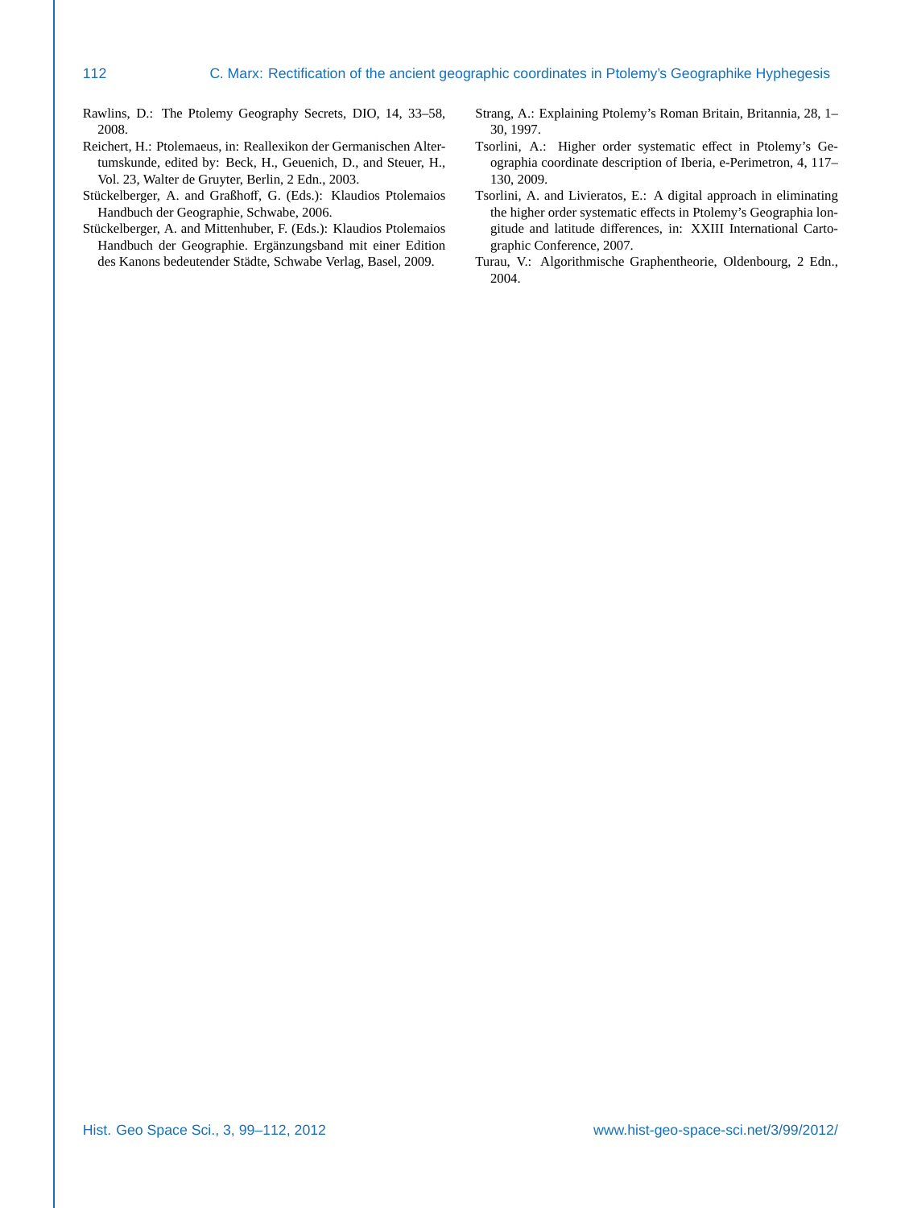Rawlins, D.: The Ptolemy Geography Secrets, DIO, 14, 33–58, 2008.

Reichert, H.: Ptolemaeus, in: Reallexikon der Germanischen Altertumskunde, edited by: Beck, H., Geuenich, D., and Steuer, H., Vol. 23, Walter de Gruyter, Berlin, 2 Edn., 2003.

Stückelberger, A. and Graßhoff, G. (Eds.): Klaudios Ptolemaios Handbuch der Geographie, Schwabe, 2006.

Stückelberger, A. and Mittenhuber, F. (Eds.): Klaudios Ptolemaios Handbuch der Geographie. Ergänzungsband mit einer Edition des Kanons bedeutender Städte, Schwabe Verlag, Basel, 2009.

Strang, A.: Explaining Ptolemy's Roman Britain, Britannia, 28, 1–30, 1997.

Tsorlini, A.: Higher order systematic effect in Ptolemy's Geographia coordinate description of Iberia, e-Perimetron, 4, 117–130, 2009.

Tsorlini, A. and Livieratos, E.: A digital approach in eliminating the higher order systematic effects in Ptolemy's Geographia longitude and latitude differences, in: XXIII International Cartographic Conference, 2007.

Turau, V.: Algorithmische Graphentheorie, Oldenbourg, 2 Edn., 2004.